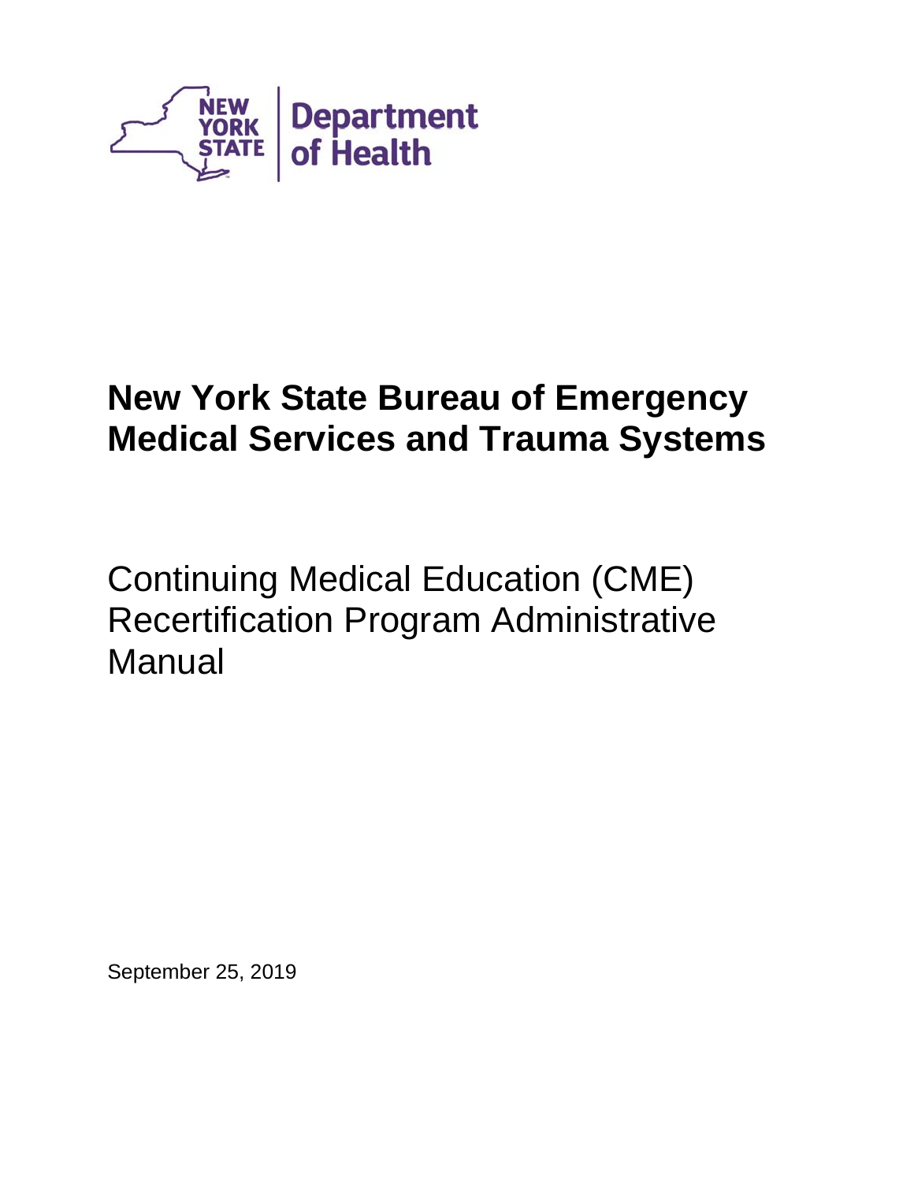NEW YORK STATE | Department of Health

# New York State Bureau of Emergency Medical Services and Trauma Systems

Continuing Medical Education (CME) Recertification Program Administrative Manual

September 25, 2019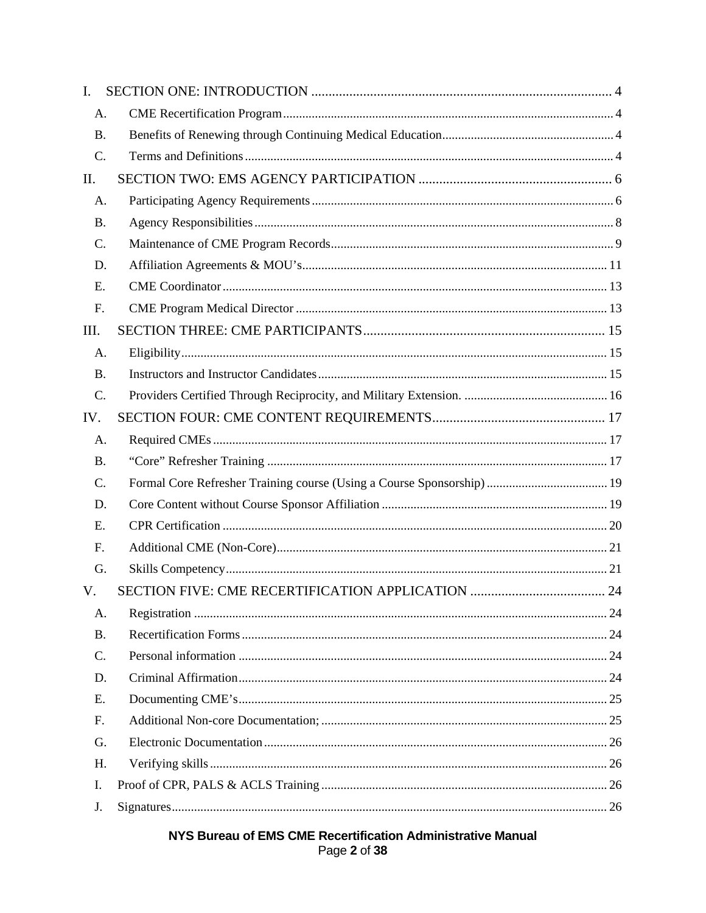- I. SECTION ONE: INTRODUCTION ........ 4
  - A. CME Recertification Program ........ 4
  - B. Benefits of Renewing through Continuing Medical Education ........ 4
  - C. Terms and Definitions ........ 4
- II. SECTION TWO: EMS AGENCY PARTICIPATION ........ 6
  - A. Participating Agency Requirements ........ 6
  - B. Agency Responsibilities ........ 8
  - C. Maintenance of CME Program Records ........ 9
  - D. Affiliation Agreements & MOU's ........ 11
  - E. CME Coordinator ........ 13
  - F. CME Program Medical Director ........ 13
- III. SECTION THREE: CME PARTICIPANTS ........ 15
  - A. Eligibility ........ 15
  - B. Instructors and Instructor Candidates ........ 15
  - C. Providers Certified Through Reciprocity, and Military Extension. ........ 16
- IV. SECTION FOUR: CME CONTENT REQUIREMENTS ........ 17
  - A. Required CMEs ........ 17
  - B. "Core" Refresher Training ........ 17
  - C. Formal Core Refresher Training course (Using a Course Sponsorship) ........ 19
  - D. Core Content without Course Sponsor Affiliation ........ 19
  - E. CPR Certification ........ 20
  - F. Additional CME (Non-Core) ........ 21
  - G. Skills Competency ........ 21
- V. SECTION FIVE: CME RECERTIFICATION APPLICATION ........ 24
  - A. Registration ........ 24
  - B. Recertification Forms ........ 24
  - C. Personal information ........ 24
  - D. Criminal Affirmation ........ 24
  - E. Documenting CME's ........ 25
  - F. Additional Non-core Documentation; ........ 25
  - G. Electronic Documentation ........ 26
  - H. Verifying skills ........ 26
  - I. Proof of CPR, PALS & ACLS Training ........ 26
  - J. Signatures ........ 26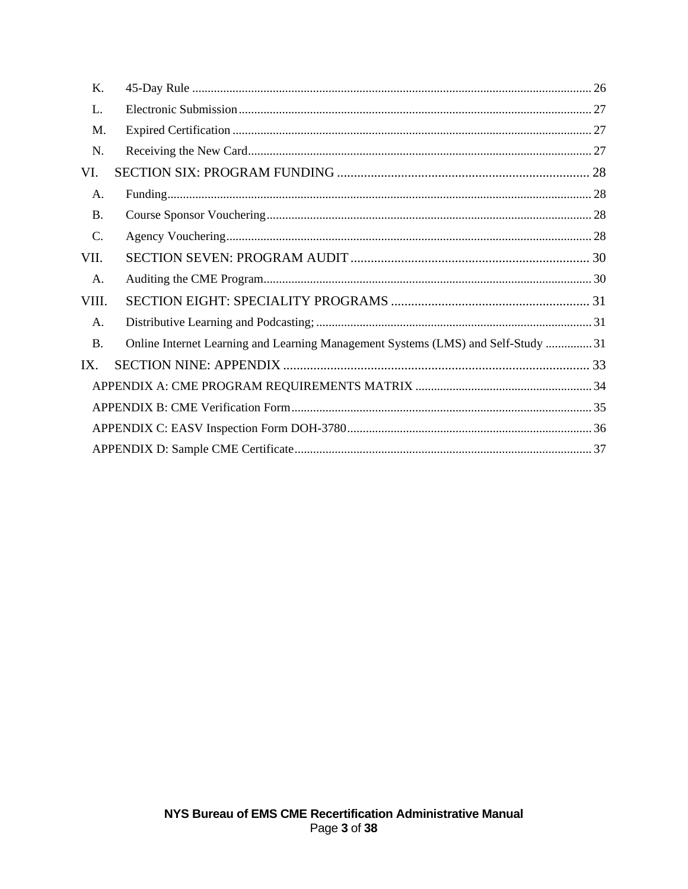K. 45-Day Rule ..... 26

L. Electronic Submission ..... 27

M. Expired Certification ..... 27

N. Receiving the New Card ..... 27

VI. SECTION SIX: PROGRAM FUNDING ..... 28

A. Funding ..... 28

B. Course Sponsor Vouchering ..... 28

C. Agency Vouchering ..... 28

VII. SECTION SEVEN: PROGRAM AUDIT ..... 30

A. Auditing the CME Program ..... 30

VIII. SECTION EIGHT: SPECIALITY PROGRAMS ..... 31

A. Distributive Learning and Podcasting; ..... 31

B. Online Internet Learning and Learning Management Systems (LMS) and Self-Study ..... 31

IX. SECTION NINE: APPENDIX ..... 33

APPENDIX A: CME PROGRAM REQUIREMENTS MATRIX ..... 34

APPENDIX B: CME Verification Form ..... 35

APPENDIX C: EASV Inspection Form DOH-3780 ..... 36

APPENDIX D: Sample CME Certificate ..... 37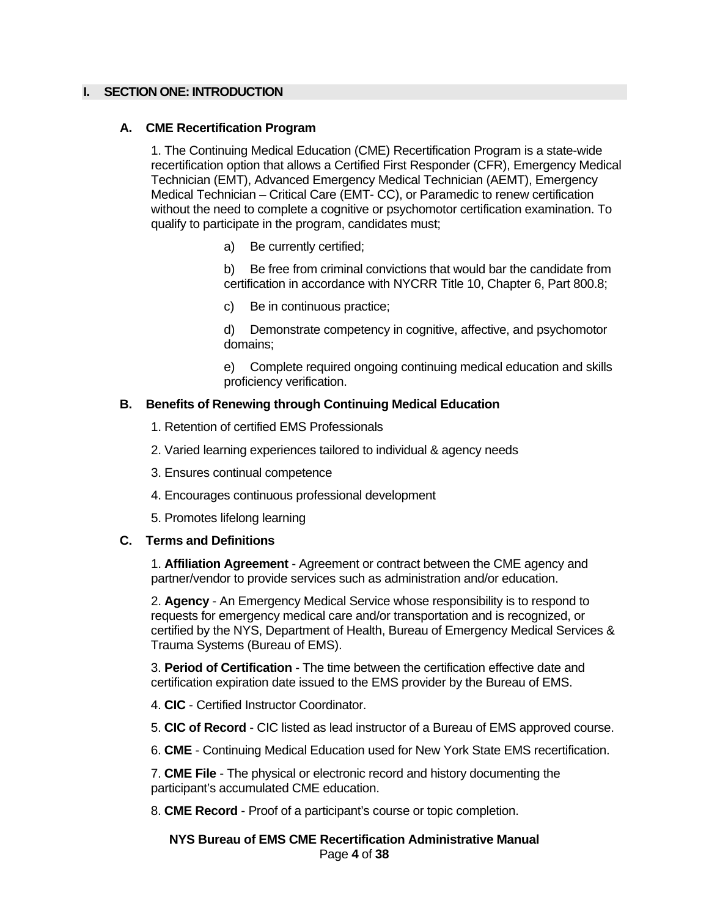# I. SECTION ONE: INTRODUCTION

## A. CME Recertification Program

1. The Continuing Medical Education (CME) Recertification Program is a state-wide recertification option that allows a Certified First Responder (CFR), Emergency Medical Technician (EMT), Advanced Emergency Medical Technician (AEMT), Emergency Medical Technician – Critical Care (EMT- CC), or Paramedic to renew certification without the need to complete a cognitive or psychomotor certification examination. To qualify to participate in the program, candidates must;

   a) Be currently certified;

   b) Be free from criminal convictions that would bar the candidate from certification in accordance with NYCRR Title 10, Chapter 6, Part 800.8;

   c) Be in continuous practice;

   d) Demonstrate competency in cognitive, affective, and psychomotor domains;

   e) Complete required ongoing continuing medical education and skills proficiency verification.

## B. Benefits of Renewing through Continuing Medical Education

1. Retention of certified EMS Professionals
2. Varied learning experiences tailored to individual & agency needs
3. Ensures continual competence
4. Encourages continuous professional development
5. Promotes lifelong learning

## C. Terms and Definitions

1. **Affiliation Agreement** - Agreement or contract between the CME agency and partner/vendor to provide services such as administration and/or education.
2. **Agency** - An Emergency Medical Service whose responsibility is to respond to requests for emergency medical care and/or transportation and is recognized, or certified by the NYS, Department of Health, Bureau of Emergency Medical Services & Trauma Systems (Bureau of EMS).
3. **Period of Certification** - The time between the certification effective date and certification expiration date issued to the EMS provider by the Bureau of EMS.
4. **CIC** - Certified Instructor Coordinator.
5. **CIC of Record** - CIC listed as lead instructor of a Bureau of EMS approved course.
6. **CME** - Continuing Medical Education used for New York State EMS recertification.
7. **CME File** - The physical or electronic record and history documenting the participant's accumulated CME education.
8. **CME Record** - Proof of a participant's course or topic completion.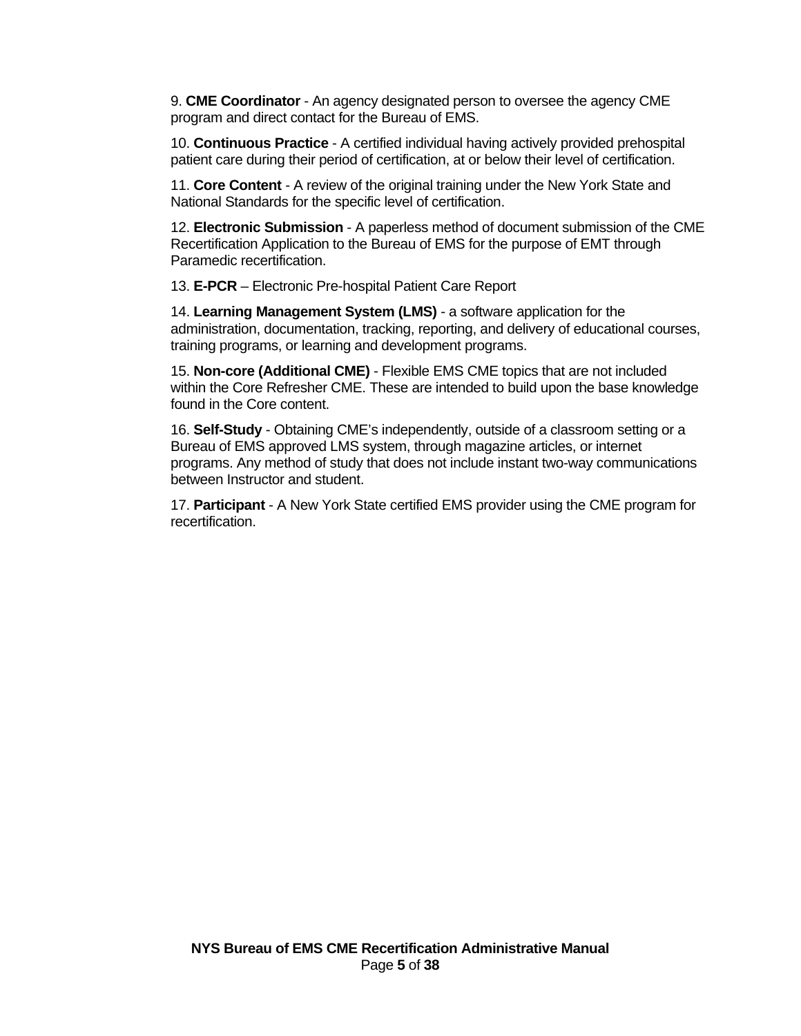9. **CME Coordinator** - An agency designated person to oversee the agency CME program and direct contact for the Bureau of EMS.

10. **Continuous Practice** - A certified individual having actively provided prehospital patient care during their period of certification, at or below their level of certification.

11. **Core Content** - A review of the original training under the New York State and National Standards for the specific level of certification.

12. **Electronic Submission** - A paperless method of document submission of the CME Recertification Application to the Bureau of EMS for the purpose of EMT through Paramedic recertification.

13. **E-PCR** – Electronic Pre-hospital Patient Care Report

14. **Learning Management System (LMS)** - a software application for the administration, documentation, tracking, reporting, and delivery of educational courses, training programs, or learning and development programs.

15. **Non-core (Additional CME)** - Flexible EMS CME topics that are not included within the Core Refresher CME. These are intended to build upon the base knowledge found in the Core content.

16. **Self-Study** - Obtaining CME's independently, outside of a classroom setting or a Bureau of EMS approved LMS system, through magazine articles, or internet programs. Any method of study that does not include instant two-way communications between Instructor and student.

17. **Participant** - A New York State certified EMS provider using the CME program for recertification.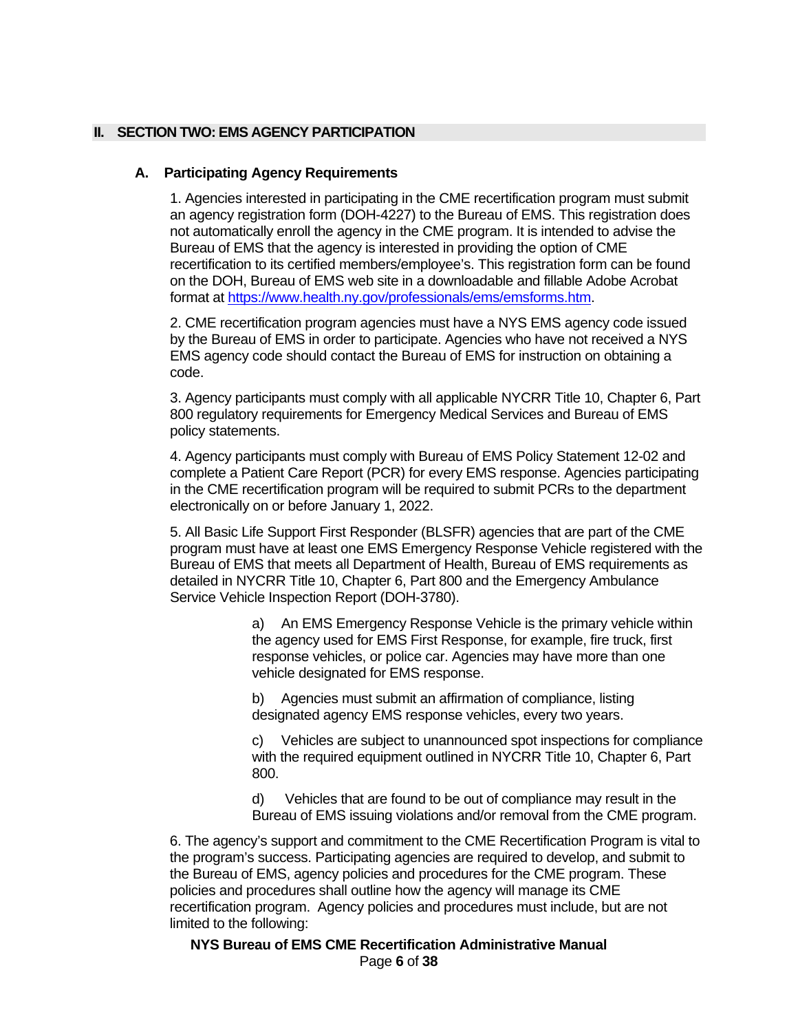## II. SECTION TWO: EMS AGENCY PARTICIPATION

### A. Participating Agency Requirements

1. Agencies interested in participating in the CME recertification program must submit an agency registration form (DOH-4227) to the Bureau of EMS. This registration does not automatically enroll the agency in the CME program. It is intended to advise the Bureau of EMS that the agency is interested in providing the option of CME recertification to its certified members/employee's. This registration form can be found on the DOH, Bureau of EMS web site in a downloadable and fillable Adobe Acrobat format at [https://www.health.ny.gov/professionals/ems/emsforms.htm](https://www.health.ny.gov/professionals/ems/emsforms.htm).

2. CME recertification program agencies must have a NYS EMS agency code issued by the Bureau of EMS in order to participate. Agencies who have not received a NYS EMS agency code should contact the Bureau of EMS for instruction on obtaining a code.

3. Agency participants must comply with all applicable NYCRR Title 10, Chapter 6, Part 800 regulatory requirements for Emergency Medical Services and Bureau of EMS policy statements.

4. Agency participants must comply with Bureau of EMS Policy Statement 12-02 and complete a Patient Care Report (PCR) for every EMS response. Agencies participating in the CME recertification program will be required to submit PCRs to the department electronically on or before January 1, 2022.

5. All Basic Life Support First Responder (BLSFR) agencies that are part of the CME program must have at least one EMS Emergency Response Vehicle registered with the Bureau of EMS that meets all Department of Health, Bureau of EMS requirements as detailed in NYCRR Title 10, Chapter 6, Part 800 and the Emergency Ambulance Service Vehicle Inspection Report (DOH-3780).

   a) An EMS Emergency Response Vehicle is the primary vehicle within the agency used for EMS First Response, for example, fire truck, first response vehicles, or police car. Agencies may have more than one vehicle designated for EMS response.

   b) Agencies must submit an affirmation of compliance, listing designated agency EMS response vehicles, every two years.

   c) Vehicles are subject to unannounced spot inspections for compliance with the required equipment outlined in NYCRR Title 10, Chapter 6, Part 800.

   d) Vehicles that are found to be out of compliance may result in the Bureau of EMS issuing violations and/or removal from the CME program.

6. The agency's support and commitment to the CME Recertification Program is vital to the program's success. Participating agencies are required to develop, and submit to the Bureau of EMS, agency policies and procedures for the CME program. These policies and procedures shall outline how the agency will manage its CME recertification program. Agency policies and procedures must include, but are not limited to the following: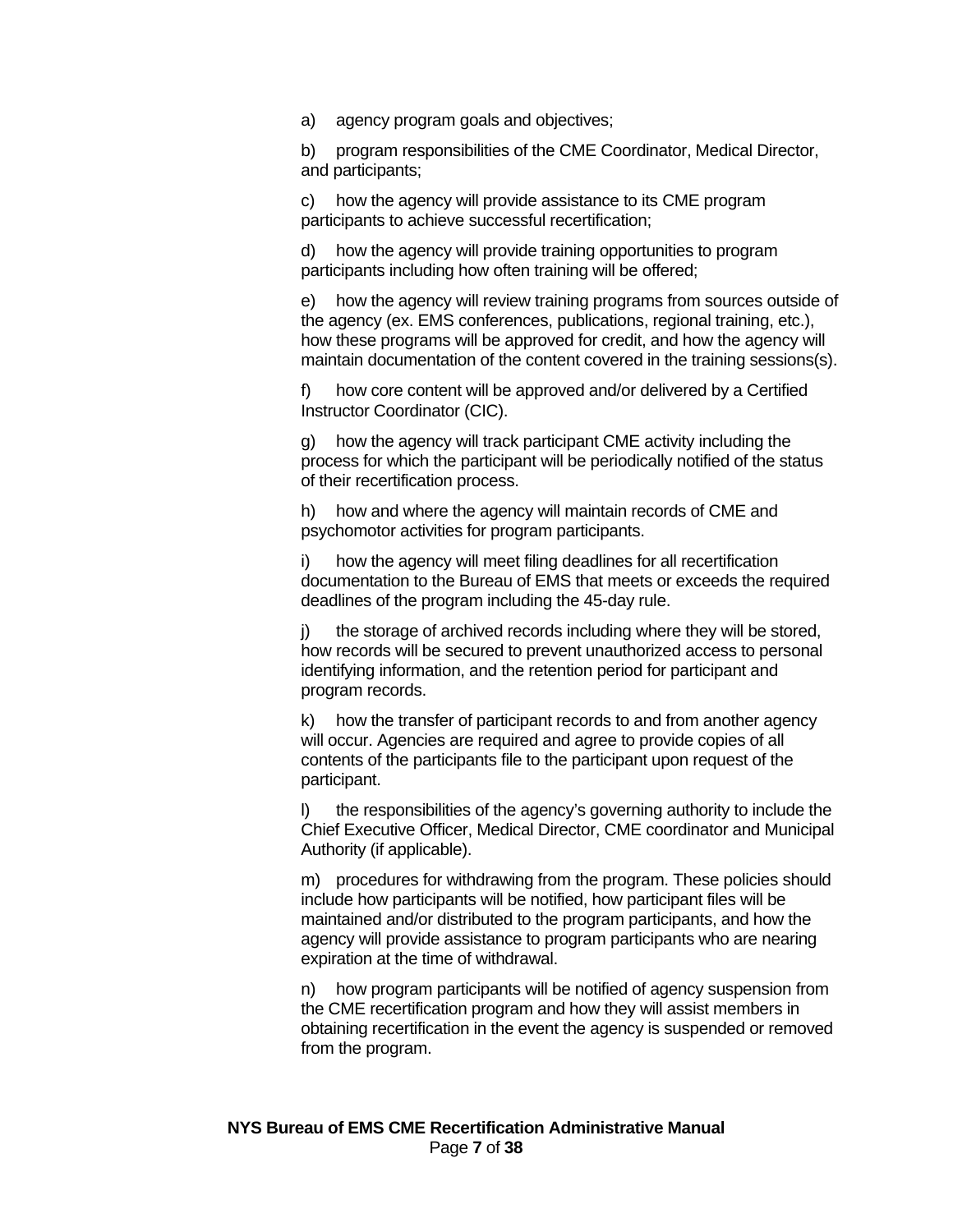a) agency program goals and objectives;

b) program responsibilities of the CME Coordinator, Medical Director, and participants;

c) how the agency will provide assistance to its CME program participants to achieve successful recertification;

d) how the agency will provide training opportunities to program participants including how often training will be offered;

e) how the agency will review training programs from sources outside of the agency (ex. EMS conferences, publications, regional training, etc.), how these programs will be approved for credit, and how the agency will maintain documentation of the content covered in the training sessions(s).

f) how core content will be approved and/or delivered by a Certified Instructor Coordinator (CIC).

g) how the agency will track participant CME activity including the process for which the participant will be periodically notified of the status of their recertification process.

h) how and where the agency will maintain records of CME and psychomotor activities for program participants.

i) how the agency will meet filing deadlines for all recertification documentation to the Bureau of EMS that meets or exceeds the required deadlines of the program including the 45-day rule.

j) the storage of archived records including where they will be stored, how records will be secured to prevent unauthorized access to personal identifying information, and the retention period for participant and program records.

k) how the transfer of participant records to and from another agency will occur. Agencies are required and agree to provide copies of all contents of the participants file to the participant upon request of the participant.

l) the responsibilities of the agency's governing authority to include the Chief Executive Officer, Medical Director, CME coordinator and Municipal Authority (if applicable).

m) procedures for withdrawing from the program. These policies should include how participants will be notified, how participant files will be maintained and/or distributed to the program participants, and how the agency will provide assistance to program participants who are nearing expiration at the time of withdrawal.

n) how program participants will be notified of agency suspension from the CME recertification program and how they will assist members in obtaining recertification in the event the agency is suspended or removed from the program.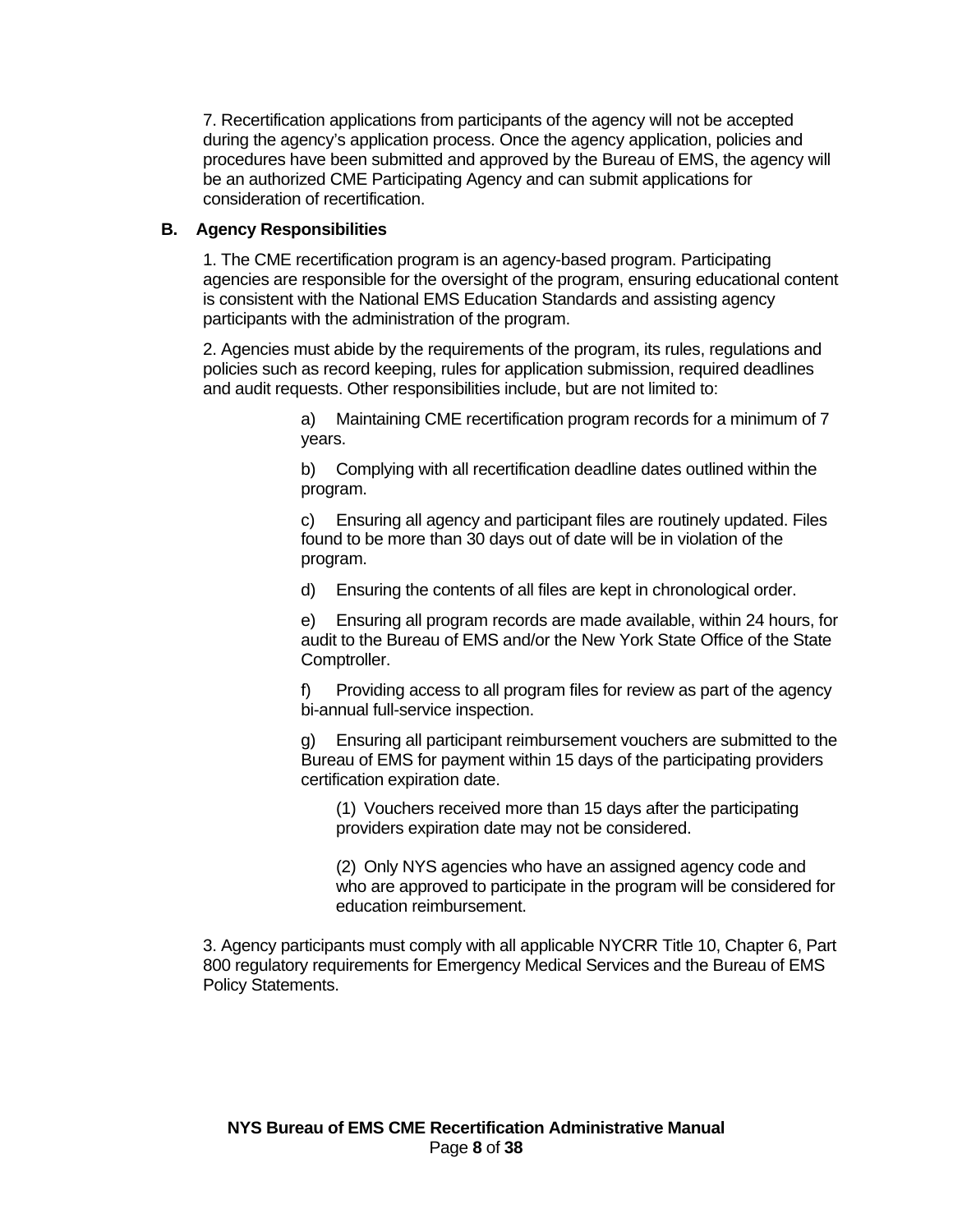7. Recertification applications from participants of the agency will not be accepted during the agency's application process. Once the agency application, policies and procedures have been submitted and approved by the Bureau of EMS, the agency will be an authorized CME Participating Agency and can submit applications for consideration of recertification.

### B. Agency Responsibilities

1. The CME recertification program is an agency-based program. Participating agencies are responsible for the oversight of the program, ensuring educational content is consistent with the National EMS Education Standards and assisting agency participants with the administration of the program.

2. Agencies must abide by the requirements of the program, its rules, regulations and policies such as record keeping, rules for application submission, required deadlines and audit requests. Other responsibilities include, but are not limited to:

   a) Maintaining CME recertification program records for a minimum of 7 years.

   b) Complying with all recertification deadline dates outlined within the program.

   c) Ensuring all agency and participant files are routinely updated. Files found to be more than 30 days out of date will be in violation of the program.

   d) Ensuring the contents of all files are kept in chronological order.

   e) Ensuring all program records are made available, within 24 hours, for audit to the Bureau of EMS and/or the New York State Office of the State Comptroller.

   f) Providing access to all program files for review as part of the agency bi-annual full-service inspection.

   g) Ensuring all participant reimbursement vouchers are submitted to the Bureau of EMS for payment within 15 days of the participating providers certification expiration date.

      (1) Vouchers received more than 15 days after the participating providers expiration date may not be considered.

      (2) Only NYS agencies who have an assigned agency code and who are approved to participate in the program will be considered for education reimbursement.

3. Agency participants must comply with all applicable NYCRR Title 10, Chapter 6, Part 800 regulatory requirements for Emergency Medical Services and the Bureau of EMS Policy Statements.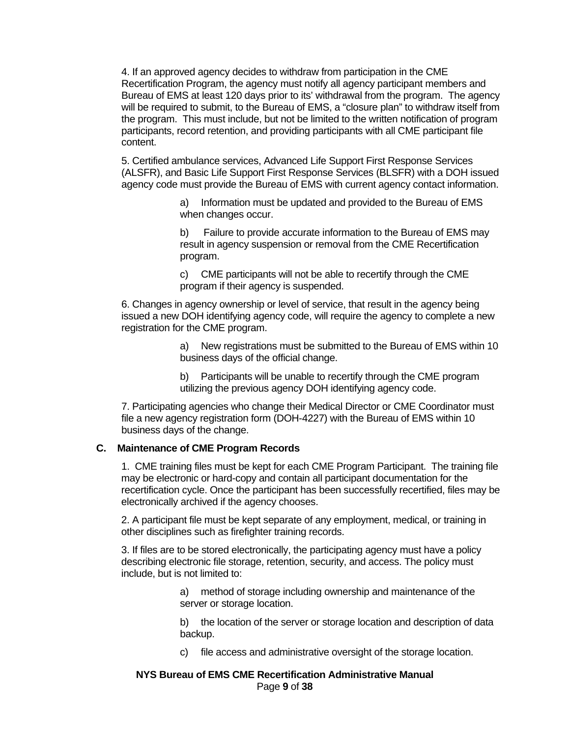4. If an approved agency decides to withdraw from participation in the CME Recertification Program, the agency must notify all agency participant members and Bureau of EMS at least 120 days prior to its' withdrawal from the program. The agency will be required to submit, to the Bureau of EMS, a "closure plan" to withdraw itself from the program. This must include, but not be limited to the written notification of program participants, record retention, and providing participants with all CME participant file content.

5. Certified ambulance services, Advanced Life Support First Response Services (ALSFR), and Basic Life Support First Response Services (BLSFR) with a DOH issued agency code must provide the Bureau of EMS with current agency contact information.

> a) Information must be updated and provided to the Bureau of EMS when changes occur.
>
> b) Failure to provide accurate information to the Bureau of EMS may result in agency suspension or removal from the CME Recertification program.
>
> c) CME participants will not be able to recertify through the CME program if their agency is suspended.

6. Changes in agency ownership or level of service, that result in the agency being issued a new DOH identifying agency code, will require the agency to complete a new registration for the CME program.

> a) New registrations must be submitted to the Bureau of EMS within 10 business days of the official change.
>
> b) Participants will be unable to recertify through the CME program utilizing the previous agency DOH identifying agency code.

7. Participating agencies who change their Medical Director or CME Coordinator must file a new agency registration form (DOH-4227) with the Bureau of EMS within 10 business days of the change.

### C. Maintenance of CME Program Records

1. CME training files must be kept for each CME Program Participant. The training file may be electronic or hard-copy and contain all participant documentation for the recertification cycle. Once the participant has been successfully recertified, files may be electronically archived if the agency chooses.

2. A participant file must be kept separate of any employment, medical, or training in other disciplines such as firefighter training records.

3. If files are to be stored electronically, the participating agency must have a policy describing electronic file storage, retention, security, and access. The policy must include, but is not limited to:

> a) method of storage including ownership and maintenance of the server or storage location.
>
> b) the location of the server or storage location and description of data backup.
>
> c) file access and administrative oversight of the storage location.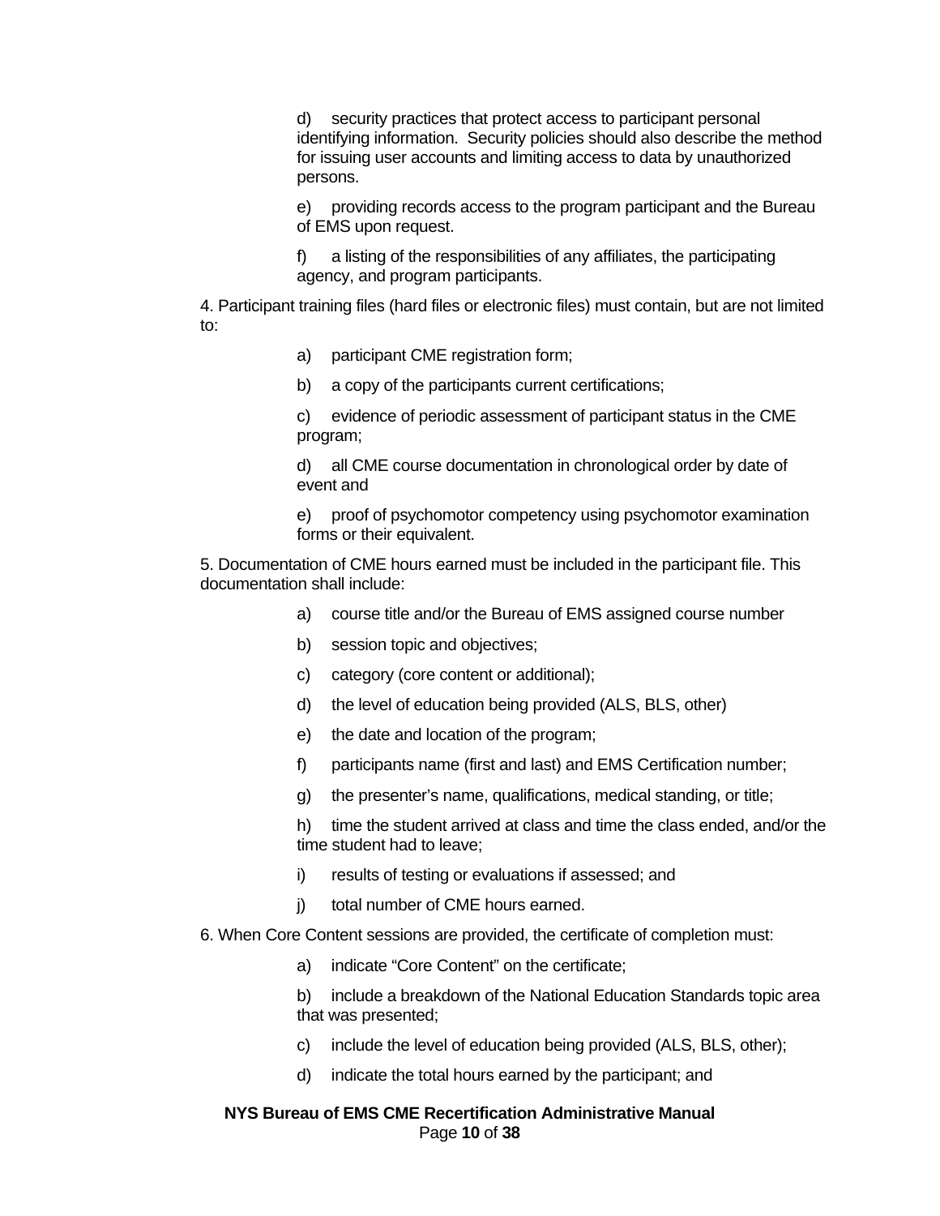d) security practices that protect access to participant personal identifying information. Security policies should also describe the method for issuing user accounts and limiting access to data by unauthorized persons.

e) providing records access to the program participant and the Bureau of EMS upon request.

f) a listing of the responsibilities of any affiliates, the participating agency, and program participants.

4. Participant training files (hard files or electronic files) must contain, but are not limited to:

a) participant CME registration form;

b) a copy of the participants current certifications;

c) evidence of periodic assessment of participant status in the CME program;

d) all CME course documentation in chronological order by date of event and

e) proof of psychomotor competency using psychomotor examination forms or their equivalent.

5. Documentation of CME hours earned must be included in the participant file. This documentation shall include:

a) course title and/or the Bureau of EMS assigned course number

b) session topic and objectives;

c) category (core content or additional);

d) the level of education being provided (ALS, BLS, other)

e) the date and location of the program;

f) participants name (first and last) and EMS Certification number;

g) the presenter's name, qualifications, medical standing, or title;

h) time the student arrived at class and time the class ended, and/or the time student had to leave;

i) results of testing or evaluations if assessed; and

j) total number of CME hours earned.

6. When Core Content sessions are provided, the certificate of completion must:

a) indicate "Core Content" on the certificate;

b) include a breakdown of the National Education Standards topic area that was presented;

c) include the level of education being provided (ALS, BLS, other);

d) indicate the total hours earned by the participant; and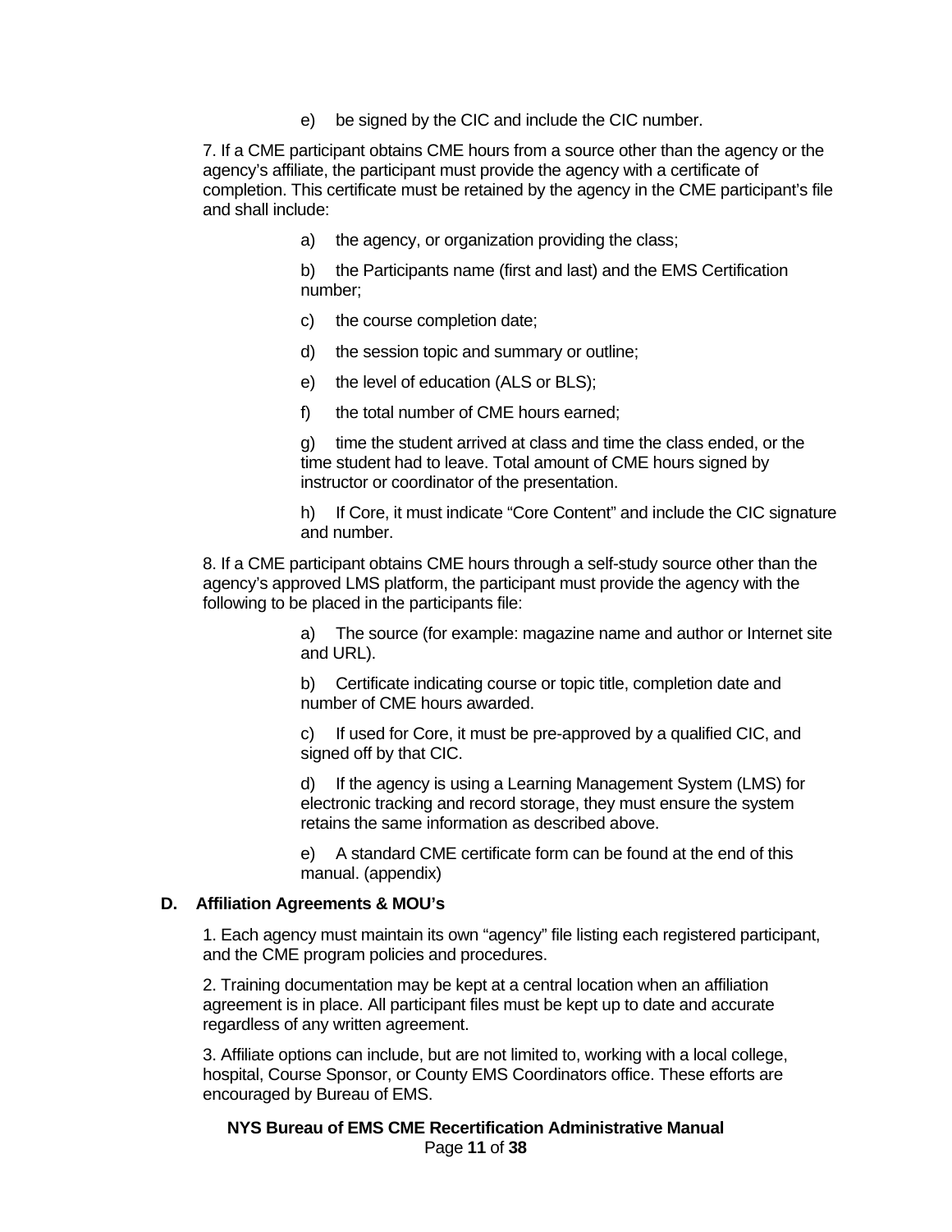e) be signed by the CIC and include the CIC number.

7. If a CME participant obtains CME hours from a source other than the agency or the agency's affiliate, the participant must provide the agency with a certificate of completion. This certificate must be retained by the agency in the CME participant's file and shall include:

a) the agency, or organization providing the class;

b) the Participants name (first and last) and the EMS Certification number;

c) the course completion date;

d) the session topic and summary or outline;

e) the level of education (ALS or BLS);

f) the total number of CME hours earned;

g) time the student arrived at class and time the class ended, or the time student had to leave. Total amount of CME hours signed by instructor or coordinator of the presentation.

h) If Core, it must indicate "Core Content" and include the CIC signature and number.

8. If a CME participant obtains CME hours through a self-study source other than the agency's approved LMS platform, the participant must provide the agency with the following to be placed in the participants file:

a) The source (for example: magazine name and author or Internet site and URL).

b) Certificate indicating course or topic title, completion date and number of CME hours awarded.

c) If used for Core, it must be pre-approved by a qualified CIC, and signed off by that CIC.

d) If the agency is using a Learning Management System (LMS) for electronic tracking and record storage, they must ensure the system retains the same information as described above.

e) A standard CME certificate form can be found at the end of this manual. (appendix)

### D. Affiliation Agreements & MOU's

1. Each agency must maintain its own "agency" file listing each registered participant, and the CME program policies and procedures.

2. Training documentation may be kept at a central location when an affiliation agreement is in place. All participant files must be kept up to date and accurate regardless of any written agreement.

3. Affiliate options can include, but are not limited to, working with a local college, hospital, Course Sponsor, or County EMS Coordinators office. These efforts are encouraged by Bureau of EMS.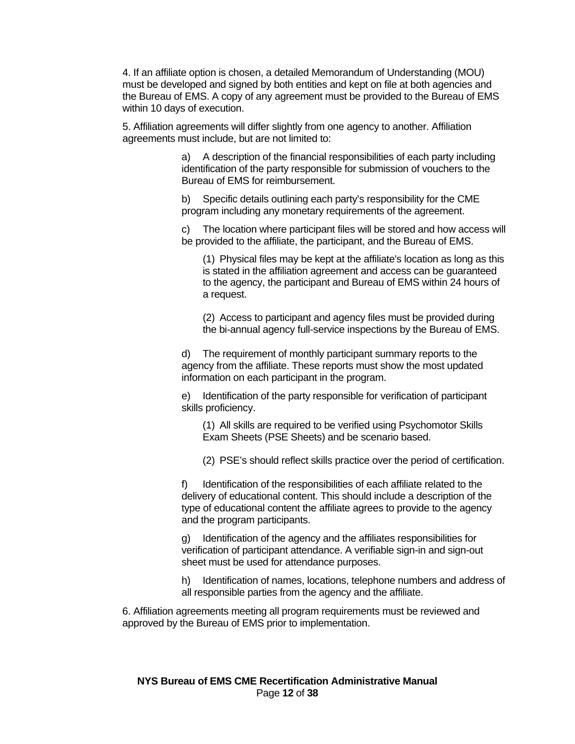4. If an affiliate option is chosen, a detailed Memorandum of Understanding (MOU) must be developed and signed by both entities and kept on file at both agencies and the Bureau of EMS. A copy of any agreement must be provided to the Bureau of EMS within 10 days of execution.

5. Affiliation agreements will differ slightly from one agency to another. Affiliation agreements must include, but are not limited to:

a) A description of the financial responsibilities of each party including identification of the party responsible for submission of vouchers to the Bureau of EMS for reimbursement.

b) Specific details outlining each party's responsibility for the CME program including any monetary requirements of the agreement.

c) The location where participant files will be stored and how access will be provided to the affiliate, the participant, and the Bureau of EMS.

(1) Physical files may be kept at the affiliate's location as long as this is stated in the affiliation agreement and access can be guaranteed to the agency, the participant and Bureau of EMS within 24 hours of a request.

(2) Access to participant and agency files must be provided during the bi-annual agency full-service inspections by the Bureau of EMS.

d) The requirement of monthly participant summary reports to the agency from the affiliate. These reports must show the most updated information on each participant in the program.

e) Identification of the party responsible for verification of participant skills proficiency.

(1) All skills are required to be verified using Psychomotor Skills Exam Sheets (PSE Sheets) and be scenario based.

(2) PSE's should reflect skills practice over the period of certification.

f) Identification of the responsibilities of each affiliate related to the delivery of educational content. This should include a description of the type of educational content the affiliate agrees to provide to the agency and the program participants.

g) Identification of the agency and the affiliates responsibilities for verification of participant attendance. A verifiable sign-in and sign-out sheet must be used for attendance purposes.

h) Identification of names, locations, telephone numbers and address of all responsible parties from the agency and the affiliate.

6. Affiliation agreements meeting all program requirements must be reviewed and approved by the Bureau of EMS prior to implementation.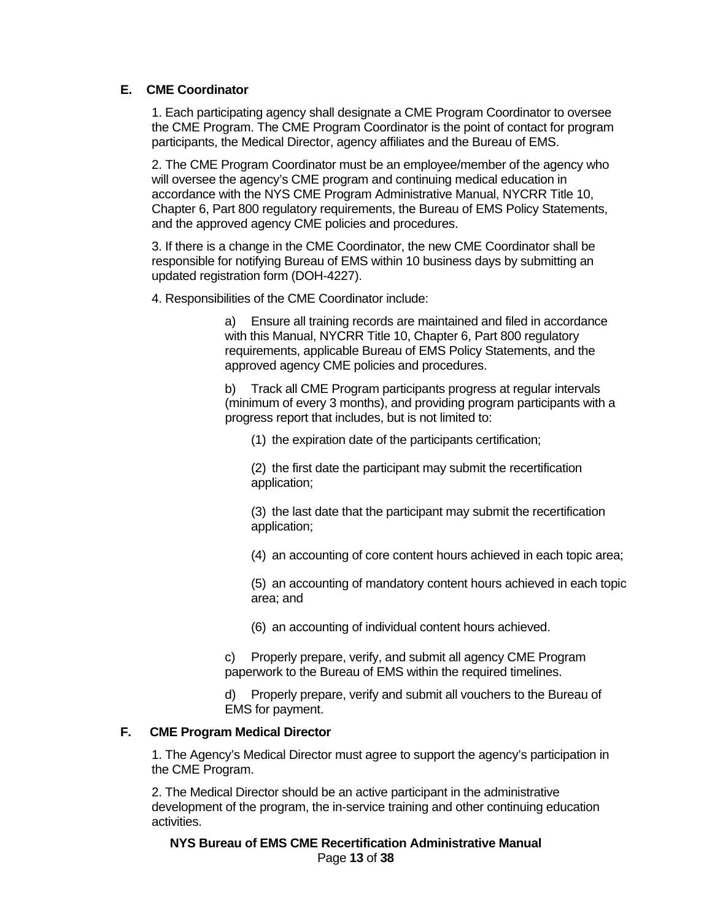## E. CME Coordinator

1. Each participating agency shall designate a CME Program Coordinator to oversee the CME Program. The CME Program Coordinator is the point of contact for program participants, the Medical Director, agency affiliates and the Bureau of EMS.

2. The CME Program Coordinator must be an employee/member of the agency who will oversee the agency's CME program and continuing medical education in accordance with the NYS CME Program Administrative Manual, NYCRR Title 10, Chapter 6, Part 800 regulatory requirements, the Bureau of EMS Policy Statements, and the approved agency CME policies and procedures.

3. If there is a change in the CME Coordinator, the new CME Coordinator shall be responsible for notifying Bureau of EMS within 10 business days by submitting an updated registration form (DOH-4227).

4. Responsibilities of the CME Coordinator include:

   a) Ensure all training records are maintained and filed in accordance with this Manual, NYCRR Title 10, Chapter 6, Part 800 regulatory requirements, applicable Bureau of EMS Policy Statements, and the approved agency CME policies and procedures.

   b) Track all CME Program participants progress at regular intervals (minimum of every 3 months), and providing program participants with a progress report that includes, but is not limited to:

      (1) the expiration date of the participants certification;

      (2) the first date the participant may submit the recertification application;

      (3) the last date that the participant may submit the recertification application;

      (4) an accounting of core content hours achieved in each topic area;

      (5) an accounting of mandatory content hours achieved in each topic area; and

      (6) an accounting of individual content hours achieved.

   c) Properly prepare, verify, and submit all agency CME Program paperwork to the Bureau of EMS within the required timelines.

   d) Properly prepare, verify and submit all vouchers to the Bureau of EMS for payment.

## F. CME Program Medical Director

1. The Agency's Medical Director must agree to support the agency's participation in the CME Program.

2. The Medical Director should be an active participant in the administrative development of the program, the in-service training and other continuing education activities.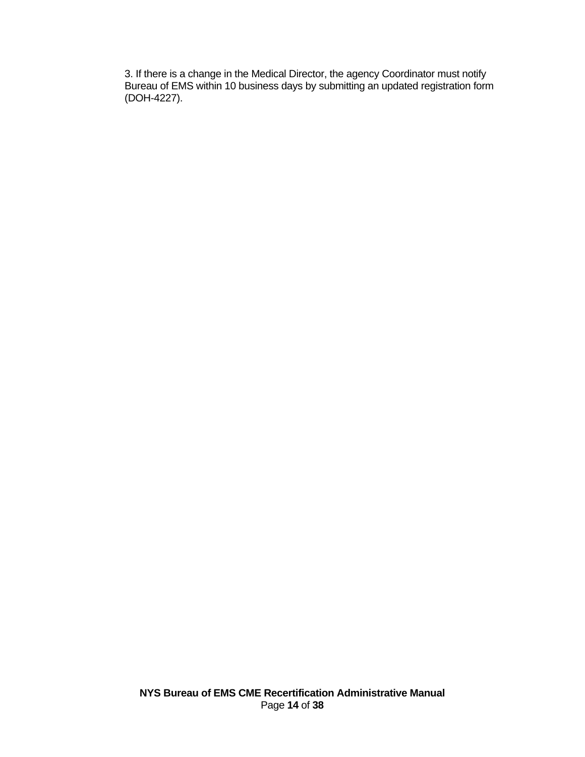3. If there is a change in the Medical Director, the agency Coordinator must notify Bureau of EMS within 10 business days by submitting an updated registration form (DOH-4227).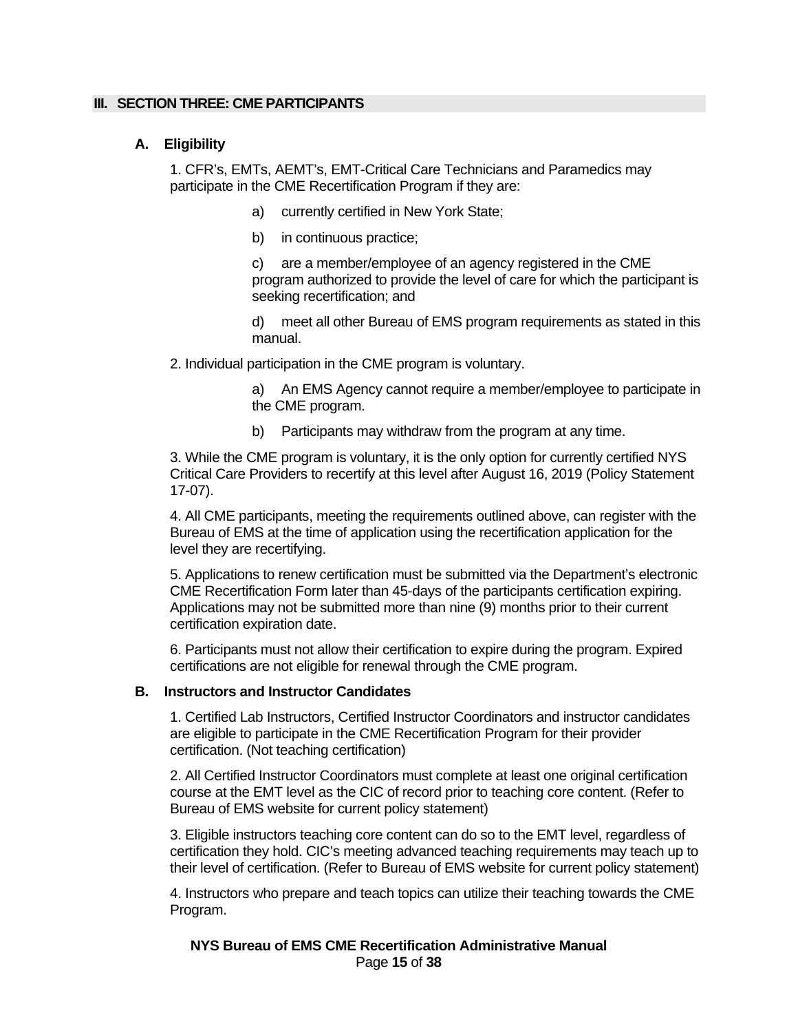## III. SECTION THREE: CME PARTICIPANTS

### A. Eligibility

1. CFR's, EMTs, AEMT's, EMT-Critical Care Technicians and Paramedics may participate in the CME Recertification Program if they are:

    a) currently certified in New York State;

    b) in continuous practice;

    c) are a member/employee of an agency registered in the CME program authorized to provide the level of care for which the participant is seeking recertification; and

    d) meet all other Bureau of EMS program requirements as stated in this manual.

2. Individual participation in the CME program is voluntary.

    a) An EMS Agency cannot require a member/employee to participate in the CME program.

    b) Participants may withdraw from the program at any time.

3. While the CME program is voluntary, it is the only option for currently certified NYS Critical Care Providers to recertify at this level after August 16, 2019 (Policy Statement 17-07).

4. All CME participants, meeting the requirements outlined above, can register with the Bureau of EMS at the time of application using the recertification application for the level they are recertifying.

5. Applications to renew certification must be submitted via the Department's electronic CME Recertification Form later than 45-days of the participants certification expiring. Applications may not be submitted more than nine (9) months prior to their current certification expiration date.

6. Participants must not allow their certification to expire during the program. Expired certifications are not eligible for renewal through the CME program.

### B. Instructors and Instructor Candidates

1. Certified Lab Instructors, Certified Instructor Coordinators and instructor candidates are eligible to participate in the CME Recertification Program for their provider certification. (Not teaching certification)

2. All Certified Instructor Coordinators must complete at least one original certification course at the EMT level as the CIC of record prior to teaching core content. (Refer to Bureau of EMS website for current policy statement)

3. Eligible instructors teaching core content can do so to the EMT level, regardless of certification they hold. CIC's meeting advanced teaching requirements may teach up to their level of certification. (Refer to Bureau of EMS website for current policy statement)

4. Instructors who prepare and teach topics can utilize their teaching towards the CME Program.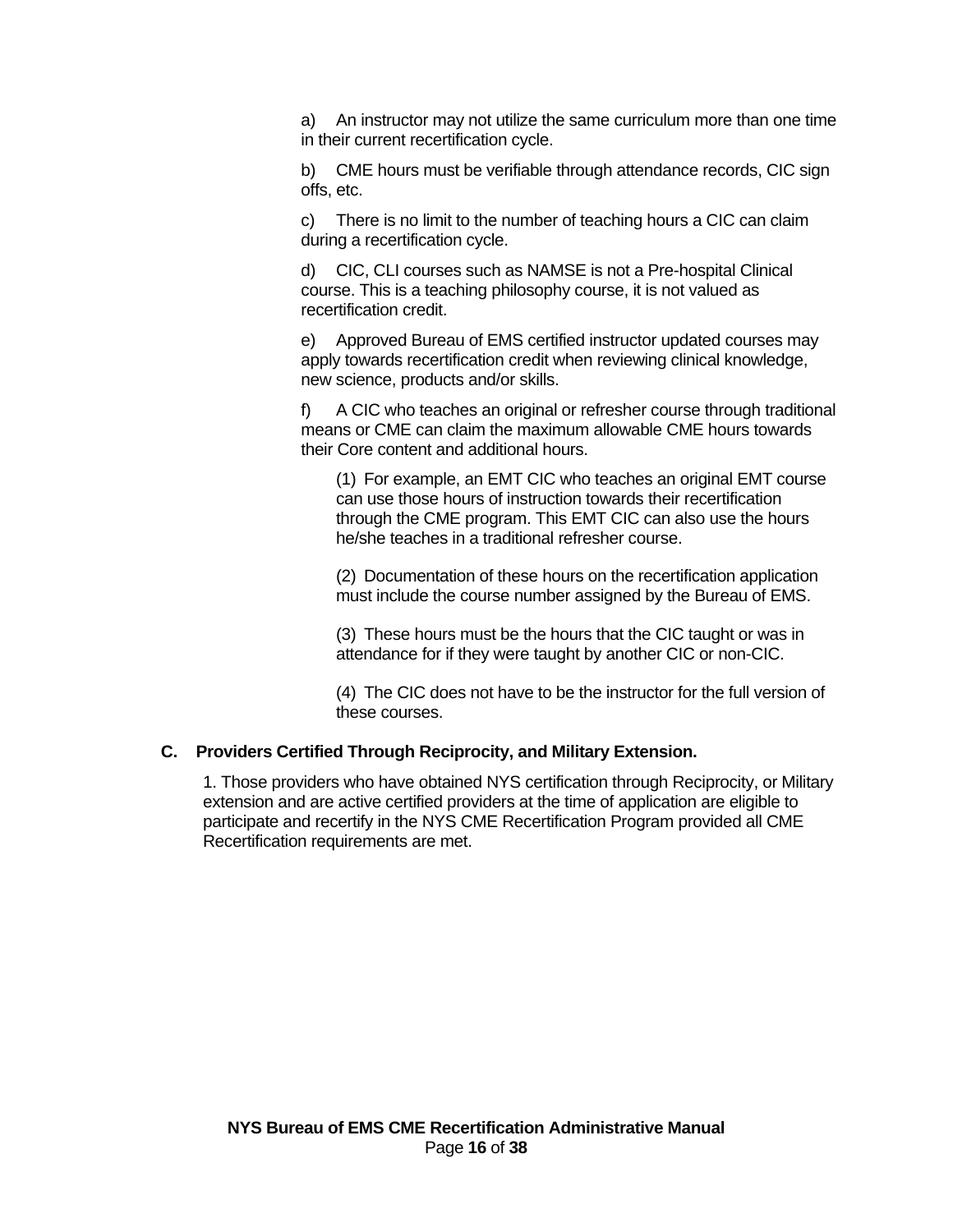a) An instructor may not utilize the same curriculum more than one time in their current recertification cycle.

b) CME hours must be verifiable through attendance records, CIC sign offs, etc.

c) There is no limit to the number of teaching hours a CIC can claim during a recertification cycle.

d) CIC, CLI courses such as NAMSE is not a Pre-hospital Clinical course. This is a teaching philosophy course, it is not valued as recertification credit.

e) Approved Bureau of EMS certified instructor updated courses may apply towards recertification credit when reviewing clinical knowledge, new science, products and/or skills.

f) A CIC who teaches an original or refresher course through traditional means or CME can claim the maximum allowable CME hours towards their Core content and additional hours.

(1) For example, an EMT CIC who teaches an original EMT course can use those hours of instruction towards their recertification through the CME program. This EMT CIC can also use the hours he/she teaches in a traditional refresher course.

(2) Documentation of these hours on the recertification application must include the course number assigned by the Bureau of EMS.

(3) These hours must be the hours that the CIC taught or was in attendance for if they were taught by another CIC or non-CIC.

(4) The CIC does not have to be the instructor for the full version of these courses.

### C. Providers Certified Through Reciprocity, and Military Extension.

1. Those providers who have obtained NYS certification through Reciprocity, or Military extension and are active certified providers at the time of application are eligible to participate and recertify in the NYS CME Recertification Program provided all CME Recertification requirements are met.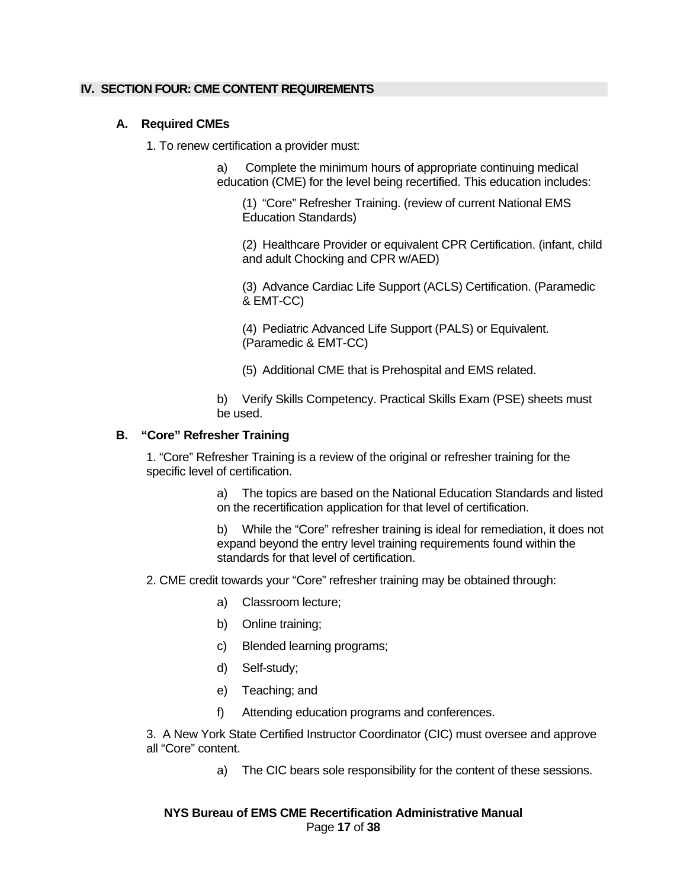## IV. SECTION FOUR: CME CONTENT REQUIREMENTS

### A. Required CMEs

1. To renew certification a provider must:

   a) Complete the minimum hours of appropriate continuing medical education (CME) for the level being recertified. This education includes:

   (1) "Core" Refresher Training. (review of current National EMS Education Standards)

   (2) Healthcare Provider or equivalent CPR Certification. (infant, child and adult Chocking and CPR w/AED)

   (3) Advance Cardiac Life Support (ACLS) Certification. (Paramedic & EMT-CC)

   (4) Pediatric Advanced Life Support (PALS) or Equivalent. (Paramedic & EMT-CC)

   (5) Additional CME that is Prehospital and EMS related.

   b) Verify Skills Competency. Practical Skills Exam (PSE) sheets must be used.

### B. "Core" Refresher Training

1. "Core" Refresher Training is a review of the original or refresher training for the specific level of certification.

   a) The topics are based on the National Education Standards and listed on the recertification application for that level of certification.

   b) While the "Core" refresher training is ideal for remediation, it does not expand beyond the entry level training requirements found within the standards for that level of certification.

2. CME credit towards your "Core" refresher training may be obtained through:

   a) Classroom lecture;

   b) Online training;

   c) Blended learning programs;

   d) Self-study;

   e) Teaching; and

   f) Attending education programs and conferences.

3. A New York State Certified Instructor Coordinator (CIC) must oversee and approve all "Core" content.

   a) The CIC bears sole responsibility for the content of these sessions.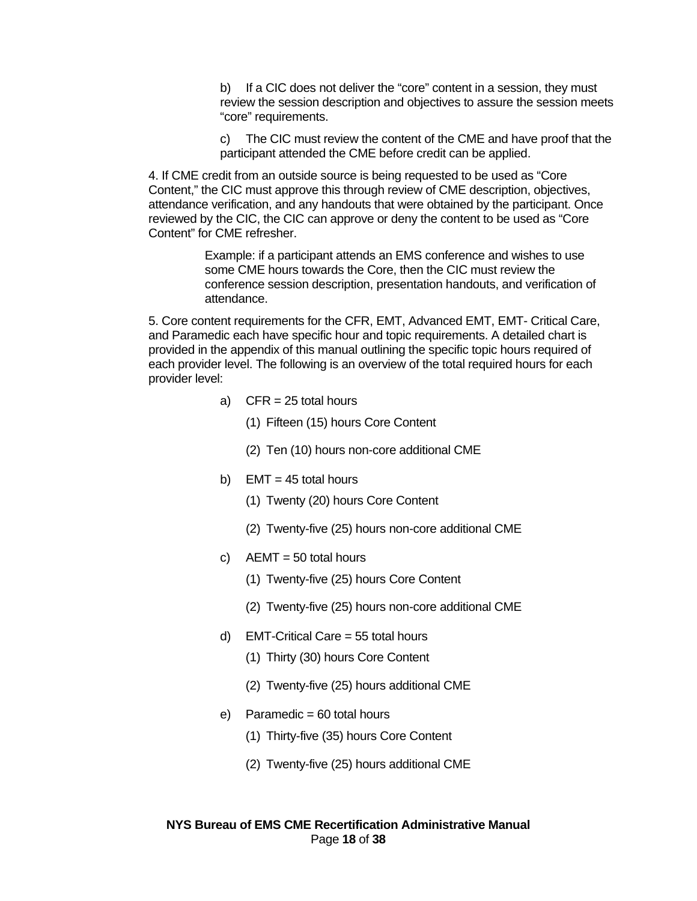b) If a CIC does not deliver the “core” content in a session, they must review the session description and objectives to assure the session meets “core” requirements.

c) The CIC must review the content of the CME and have proof that the participant attended the CME before credit can be applied.

4. If CME credit from an outside source is being requested to be used as “Core Content,” the CIC must approve this through review of CME description, objectives, attendance verification, and any handouts that were obtained by the participant. Once reviewed by the CIC, the CIC can approve or deny the content to be used as “Core Content” for CME refresher.

> Example: if a participant attends an EMS conference and wishes to use some CME hours towards the Core, then the CIC must review the conference session description, presentation handouts, and verification of attendance.

5. Core content requirements for the CFR, EMT, Advanced EMT, EMT- Critical Care, and Paramedic each have specific hour and topic requirements. A detailed chart is provided in the appendix of this manual outlining the specific topic hours required of each provider level. The following is an overview of the total required hours for each provider level:

- a) CFR = 25 total hours
  - (1) Fifteen (15) hours Core Content
  - (2) Ten (10) hours non-core additional CME
- b) EMT = 45 total hours
  - (1) Twenty (20) hours Core Content
  - (2) Twenty-five (25) hours non-core additional CME
- c) AEMT = 50 total hours
  - (1) Twenty-five (25) hours Core Content
  - (2) Twenty-five (25) hours non-core additional CME
- d) EMT-Critical Care = 55 total hours
  - (1) Thirty (30) hours Core Content
  - (2) Twenty-five (25) hours additional CME
- e) Paramedic = 60 total hours
  - (1) Thirty-five (35) hours Core Content
  - (2) Twenty-five (25) hours additional CME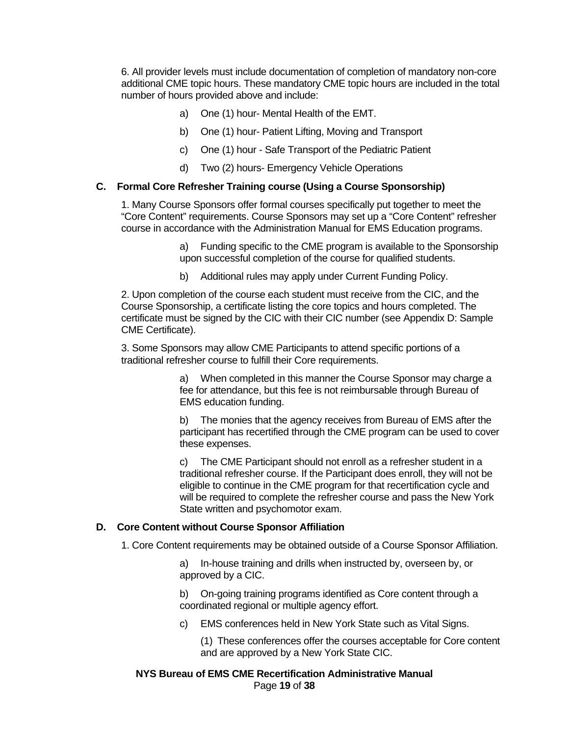6. All provider levels must include documentation of completion of mandatory non-core additional CME topic hours. These mandatory CME topic hours are included in the total number of hours provided above and include:

a) One (1) hour- Mental Health of the EMT.

b) One (1) hour- Patient Lifting, Moving and Transport

c) One (1) hour - Safe Transport of the Pediatric Patient

d) Two (2) hours- Emergency Vehicle Operations

### C. Formal Core Refresher Training course (Using a Course Sponsorship)

1. Many Course Sponsors offer formal courses specifically put together to meet the "Core Content" requirements. Course Sponsors may set up a "Core Content" refresher course in accordance with the Administration Manual for EMS Education programs.

a) Funding specific to the CME program is available to the Sponsorship upon successful completion of the course for qualified students.

b) Additional rules may apply under Current Funding Policy.

2. Upon completion of the course each student must receive from the CIC, and the Course Sponsorship, a certificate listing the core topics and hours completed. The certificate must be signed by the CIC with their CIC number (see Appendix D: Sample CME Certificate).

3. Some Sponsors may allow CME Participants to attend specific portions of a traditional refresher course to fulfill their Core requirements.

a) When completed in this manner the Course Sponsor may charge a fee for attendance, but this fee is not reimbursable through Bureau of EMS education funding.

b) The monies that the agency receives from Bureau of EMS after the participant has recertified through the CME program can be used to cover these expenses.

c) The CME Participant should not enroll as a refresher student in a traditional refresher course. If the Participant does enroll, they will not be eligible to continue in the CME program for that recertification cycle and will be required to complete the refresher course and pass the New York State written and psychomotor exam.

### D. Core Content without Course Sponsor Affiliation

1. Core Content requirements may be obtained outside of a Course Sponsor Affiliation.

a) In-house training and drills when instructed by, overseen by, or approved by a CIC.

b) On-going training programs identified as Core content through a coordinated regional or multiple agency effort.

c) EMS conferences held in New York State such as Vital Signs.

(1) These conferences offer the courses acceptable for Core content and are approved by a New York State CIC.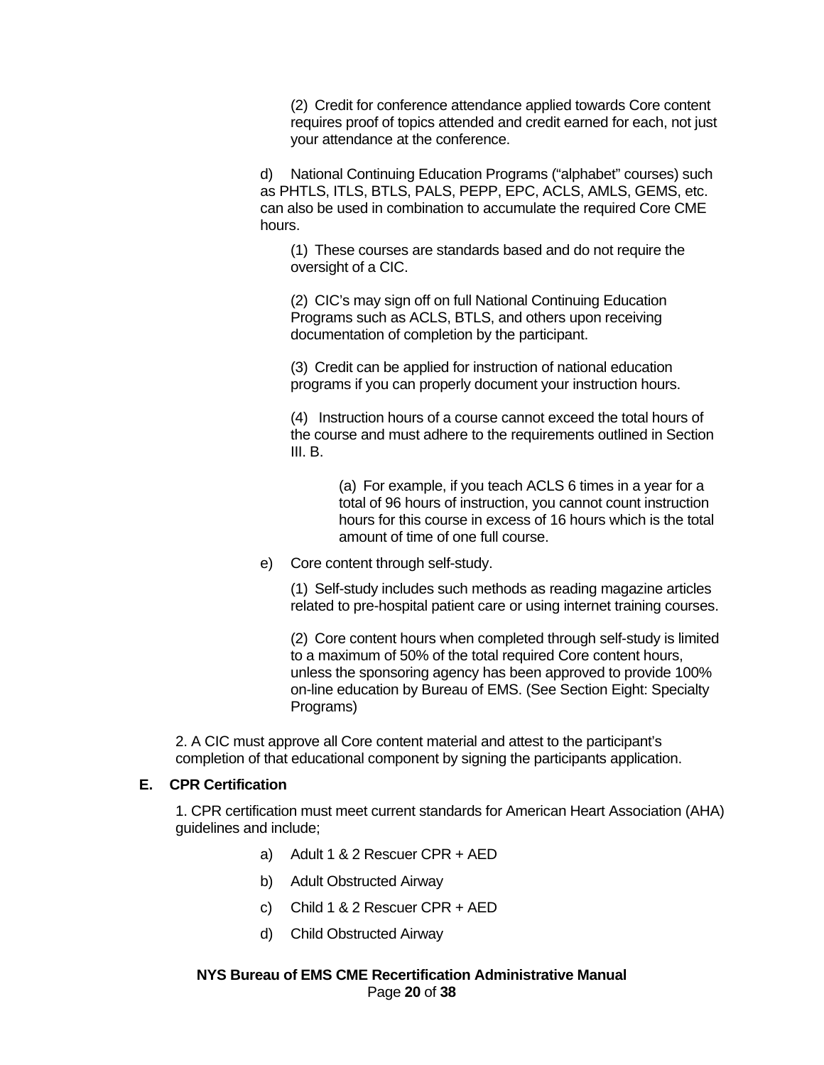(2) Credit for conference attendance applied towards Core content requires proof of topics attended and credit earned for each, not just your attendance at the conference.

d) National Continuing Education Programs ("alphabet" courses) such as PHTLS, ITLS, BTLS, PALS, PEPP, EPC, ACLS, AMLS, GEMS, etc. can also be used in combination to accumulate the required Core CME hours.

(1) These courses are standards based and do not require the oversight of a CIC.

(2) CIC's may sign off on full National Continuing Education Programs such as ACLS, BTLS, and others upon receiving documentation of completion by the participant.

(3) Credit can be applied for instruction of national education programs if you can properly document your instruction hours.

(4) Instruction hours of a course cannot exceed the total hours of the course and must adhere to the requirements outlined in Section III. B.

(a) For example, if you teach ACLS 6 times in a year for a total of 96 hours of instruction, you cannot count instruction hours for this course in excess of 16 hours which is the total amount of time of one full course.

e) Core content through self-study.

(1) Self-study includes such methods as reading magazine articles related to pre-hospital patient care or using internet training courses.

(2) Core content hours when completed through self-study is limited to a maximum of 50% of the total required Core content hours, unless the sponsoring agency has been approved to provide 100% on-line education by Bureau of EMS. (See Section Eight: Specialty Programs)

2. A CIC must approve all Core content material and attest to the participant's completion of that educational component by signing the participants application.

### E. CPR Certification

1. CPR certification must meet current standards for American Heart Association (AHA) guidelines and include;

a) Adult 1 & 2 Rescuer CPR + AED

b) Adult Obstructed Airway

c) Child 1 & 2 Rescuer CPR + AED

d) Child Obstructed Airway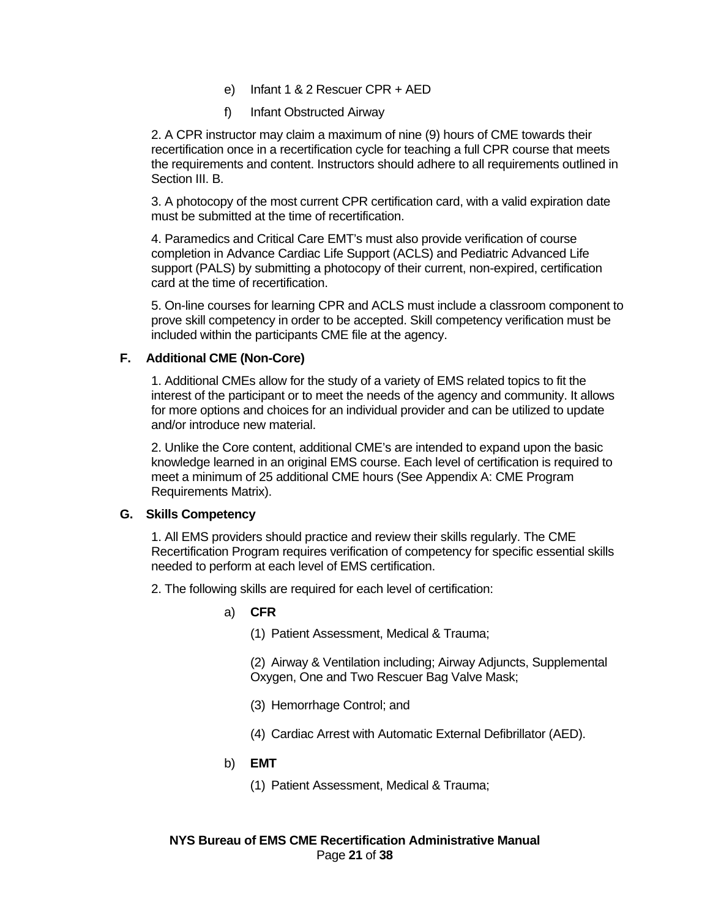e) Infant 1 & 2 Rescuer CPR + AED

f) Infant Obstructed Airway

2. A CPR instructor may claim a maximum of nine (9) hours of CME towards their recertification once in a recertification cycle for teaching a full CPR course that meets the requirements and content. Instructors should adhere to all requirements outlined in Section III. B.

3. A photocopy of the most current CPR certification card, with a valid expiration date must be submitted at the time of recertification.

4. Paramedics and Critical Care EMT's must also provide verification of course completion in Advance Cardiac Life Support (ACLS) and Pediatric Advanced Life support (PALS) by submitting a photocopy of their current, non-expired, certification card at the time of recertification.

5. On-line courses for learning CPR and ACLS must include a classroom component to prove skill competency in order to be accepted. Skill competency verification must be included within the participants CME file at the agency.

### F. Additional CME (Non-Core)

1. Additional CMEs allow for the study of a variety of EMS related topics to fit the interest of the participant or to meet the needs of the agency and community. It allows for more options and choices for an individual provider and can be utilized to update and/or introduce new material.

2. Unlike the Core content, additional CME's are intended to expand upon the basic knowledge learned in an original EMS course. Each level of certification is required to meet a minimum of 25 additional CME hours (See Appendix A: CME Program Requirements Matrix).

### G. Skills Competency

1. All EMS providers should practice and review their skills regularly. The CME Recertification Program requires verification of competency for specific essential skills needed to perform at each level of EMS certification.

2. The following skills are required for each level of certification:

a) **CFR**

(1) Patient Assessment, Medical & Trauma;

(2) Airway & Ventilation including; Airway Adjuncts, Supplemental Oxygen, One and Two Rescuer Bag Valve Mask;

(3) Hemorrhage Control; and

(4) Cardiac Arrest with Automatic External Defibrillator (AED).

b) **EMT**

(1) Patient Assessment, Medical & Trauma;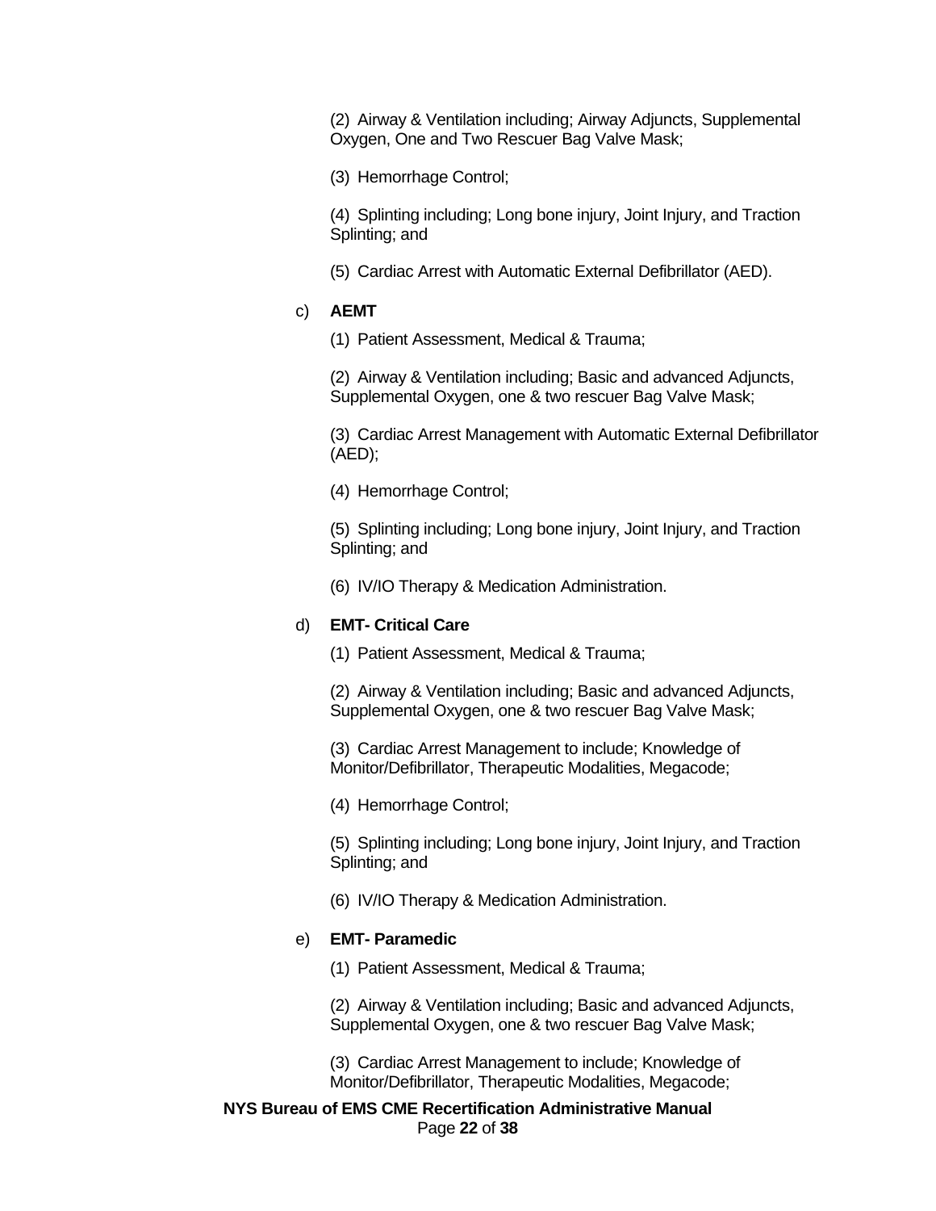(2) Airway & Ventilation including; Airway Adjuncts, Supplemental Oxygen, One and Two Rescuer Bag Valve Mask;

(3) Hemorrhage Control;

(4) Splinting including; Long bone injury, Joint Injury, and Traction Splinting; and

(5) Cardiac Arrest with Automatic External Defibrillator (AED).

c) **AEMT**

(1) Patient Assessment, Medical & Trauma;

(2) Airway & Ventilation including; Basic and advanced Adjuncts, Supplemental Oxygen, one & two rescuer Bag Valve Mask;

(3) Cardiac Arrest Management with Automatic External Defibrillator (AED);

(4) Hemorrhage Control;

(5) Splinting including; Long bone injury, Joint Injury, and Traction Splinting; and

(6) IV/IO Therapy & Medication Administration.

d) **EMT- Critical Care**

(1) Patient Assessment, Medical & Trauma;

(2) Airway & Ventilation including; Basic and advanced Adjuncts, Supplemental Oxygen, one & two rescuer Bag Valve Mask;

(3) Cardiac Arrest Management to include; Knowledge of Monitor/Defibrillator, Therapeutic Modalities, Megacode;

(4) Hemorrhage Control;

(5) Splinting including; Long bone injury, Joint Injury, and Traction Splinting; and

(6) IV/IO Therapy & Medication Administration.

e) **EMT- Paramedic**

(1) Patient Assessment, Medical & Trauma;

(2) Airway & Ventilation including; Basic and advanced Adjuncts, Supplemental Oxygen, one & two rescuer Bag Valve Mask;

(3) Cardiac Arrest Management to include; Knowledge of Monitor/Defibrillator, Therapeutic Modalities, Megacode;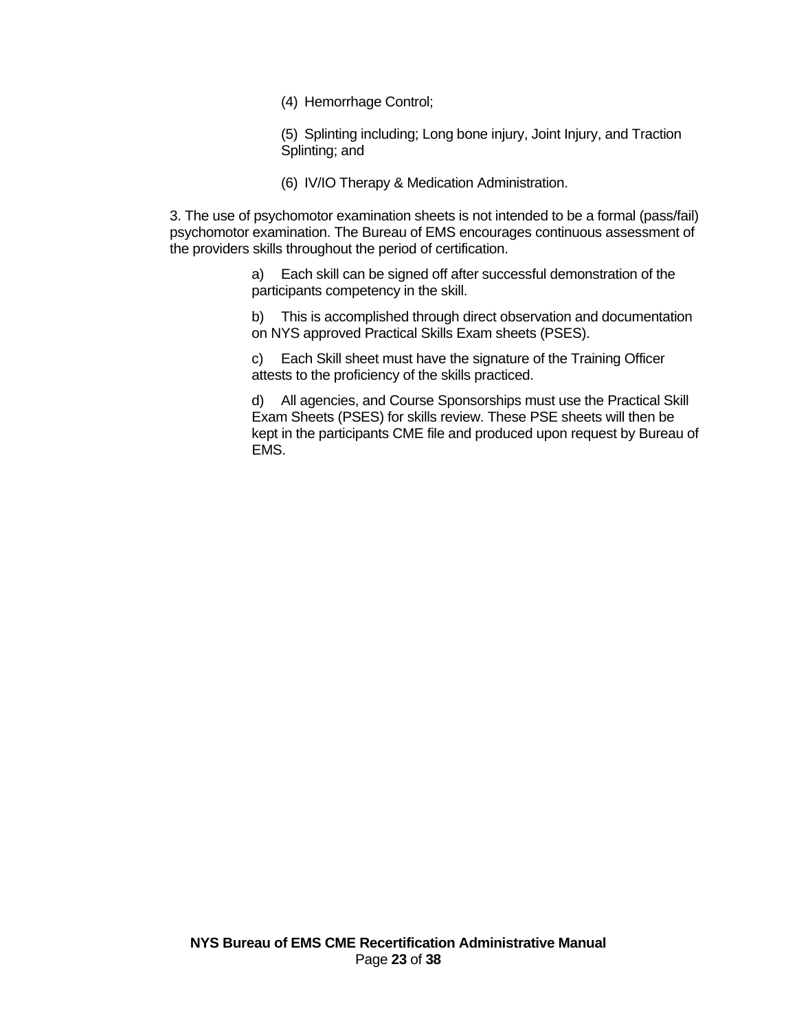(4) Hemorrhage Control;

(5) Splinting including; Long bone injury, Joint Injury, and Traction Splinting; and

(6) IV/IO Therapy & Medication Administration.

3. The use of psychomotor examination sheets is not intended to be a formal (pass/fail) psychomotor examination. The Bureau of EMS encourages continuous assessment of the providers skills throughout the period of certification.

a) Each skill can be signed off after successful demonstration of the participants competency in the skill.

b) This is accomplished through direct observation and documentation on NYS approved Practical Skills Exam sheets (PSES).

c) Each Skill sheet must have the signature of the Training Officer attests to the proficiency of the skills practiced.

d) All agencies, and Course Sponsorships must use the Practical Skill Exam Sheets (PSES) for skills review. These PSE sheets will then be kept in the participants CME file and produced upon request by Bureau of EMS.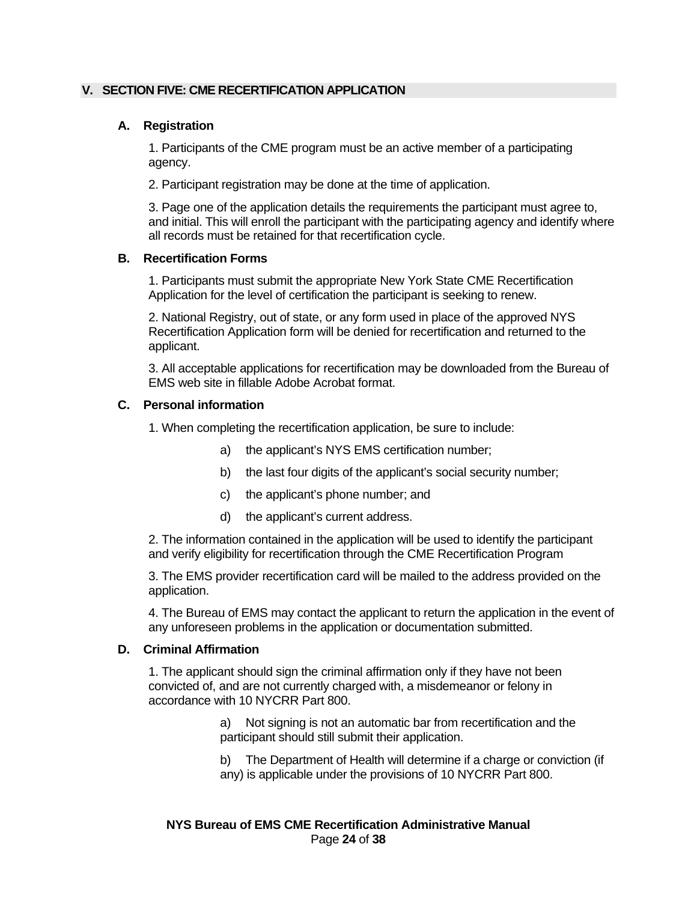## V. SECTION FIVE: CME RECERTIFICATION APPLICATION

### A. Registration

1. Participants of the CME program must be an active member of a participating agency.

2. Participant registration may be done at the time of application.

3. Page one of the application details the requirements the participant must agree to, and initial. This will enroll the participant with the participating agency and identify where all records must be retained for that recertification cycle.

### B. Recertification Forms

1. Participants must submit the appropriate New York State CME Recertification Application for the level of certification the participant is seeking to renew.

2. National Registry, out of state, or any form used in place of the approved NYS Recertification Application form will be denied for recertification and returned to the applicant.

3. All acceptable applications for recertification may be downloaded from the Bureau of EMS web site in fillable Adobe Acrobat format.

### C. Personal information

1. When completing the recertification application, be sure to include:

   a) the applicant's NYS EMS certification number;

   b) the last four digits of the applicant's social security number;

   c) the applicant's phone number; and

   d) the applicant's current address.

2. The information contained in the application will be used to identify the participant and verify eligibility for recertification through the CME Recertification Program

3. The EMS provider recertification card will be mailed to the address provided on the application.

4. The Bureau of EMS may contact the applicant to return the application in the event of any unforeseen problems in the application or documentation submitted.

### D. Criminal Affirmation

1. The applicant should sign the criminal affirmation only if they have not been convicted of, and are not currently charged with, a misdemeanor or felony in accordance with 10 NYCRR Part 800.

   a) Not signing is not an automatic bar from recertification and the participant should still submit their application.

   b) The Department of Health will determine if a charge or conviction (if any) is applicable under the provisions of 10 NYCRR Part 800.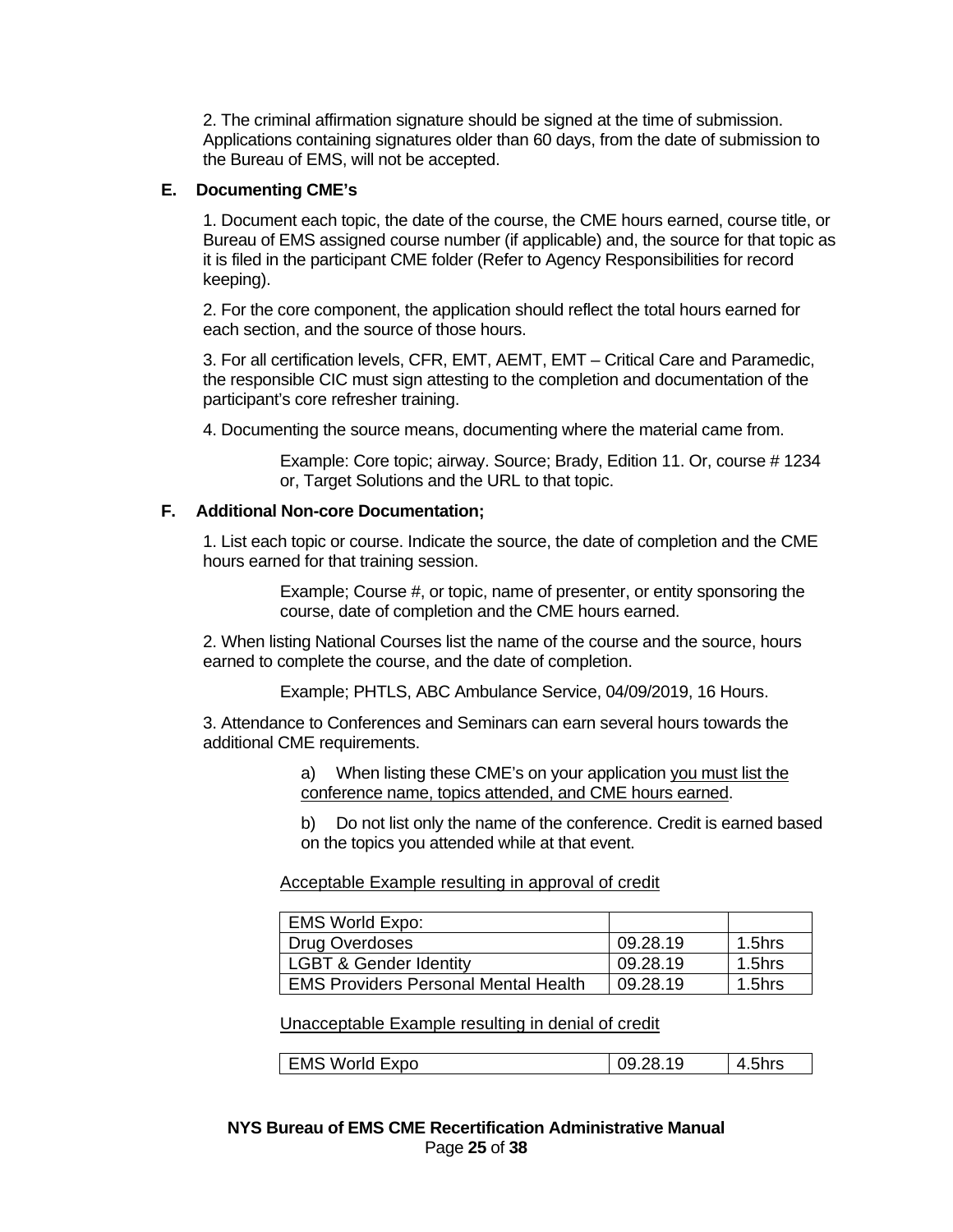2. The criminal affirmation signature should be signed at the time of submission. Applications containing signatures older than 60 days, from the date of submission to the Bureau of EMS, will not be accepted.

### E. Documenting CME's

1. Document each topic, the date of the course, the CME hours earned, course title, or Bureau of EMS assigned course number (if applicable) and, the source for that topic as it is filed in the participant CME folder (Refer to Agency Responsibilities for record keeping).

2. For the core component, the application should reflect the total hours earned for each section, and the source of those hours.

3. For all certification levels, CFR, EMT, AEMT, EMT – Critical Care and Paramedic, the responsible CIC must sign attesting to the completion and documentation of the participant's core refresher training.

4. Documenting the source means, documenting where the material came from.

> Example: Core topic; airway. Source; Brady, Edition 11. Or, course # 1234 or, Target Solutions and the URL to that topic.

### F. Additional Non-core Documentation;

1. List each topic or course. Indicate the source, the date of completion and the CME hours earned for that training session.

> Example; Course #, or topic, name of presenter, or entity sponsoring the course, date of completion and the CME hours earned.

2. When listing National Courses list the name of the course and the source, hours earned to complete the course, and the date of completion.

> Example; PHTLS, ABC Ambulance Service, 04/09/2019, 16 Hours.

3. Attendance to Conferences and Seminars can earn several hours towards the additional CME requirements.

a) When listing these CME's on your application <u>you must list the conference name, topics attended, and CME hours earned</u>.

b) Do not list only the name of the conference. Credit is earned based on the topics you attended while at that event.

<u>Acceptable Example resulting in approval of credit</u>

| EMS World Expo: | | |
|---|---|---|
| Drug Overdoses | 09.28.19 | 1.5hrs |
| LGBT & Gender Identity | 09.28.19 | 1.5hrs |
| EMS Providers Personal Mental Health | 09.28.19 | 1.5hrs |

<u>Unacceptable Example resulting in denial of credit</u>

| EMS World Expo | 09.28.19 | 4.5hrs |
|---|---|---|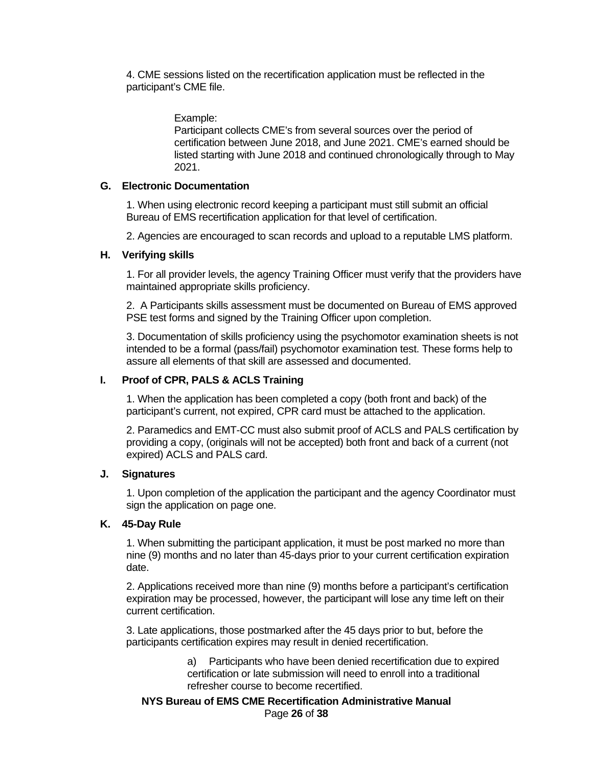4. CME sessions listed on the recertification application must be reflected in the participant's CME file.

> Example:
> Participant collects CME's from several sources over the period of certification between June 2018, and June 2021. CME's earned should be listed starting with June 2018 and continued chronologically through to May 2021.

### G. Electronic Documentation

1. When using electronic record keeping a participant must still submit an official Bureau of EMS recertification application for that level of certification.

2. Agencies are encouraged to scan records and upload to a reputable LMS platform.

### H. Verifying skills

1. For all provider levels, the agency Training Officer must verify that the providers have maintained appropriate skills proficiency.

2. A Participants skills assessment must be documented on Bureau of EMS approved PSE test forms and signed by the Training Officer upon completion.

3. Documentation of skills proficiency using the psychomotor examination sheets is not intended to be a formal (pass/fail) psychomotor examination test. These forms help to assure all elements of that skill are assessed and documented.

### I. Proof of CPR, PALS & ACLS Training

1. When the application has been completed a copy (both front and back) of the participant's current, not expired, CPR card must be attached to the application.

2. Paramedics and EMT-CC must also submit proof of ACLS and PALS certification by providing a copy, (originals will not be accepted) both front and back of a current (not expired) ACLS and PALS card.

### J. Signatures

1. Upon completion of the application the participant and the agency Coordinator must sign the application on page one.

### K. 45-Day Rule

1. When submitting the participant application, it must be post marked no more than nine (9) months and no later than 45-days prior to your current certification expiration date.

2. Applications received more than nine (9) months before a participant's certification expiration may be processed, however, the participant will lose any time left on their current certification.

3. Late applications, those postmarked after the 45 days prior to but, before the participants certification expires may result in denied recertification.

   a) Participants who have been denied recertification due to expired certification or late submission will need to enroll into a traditional refresher course to become recertified.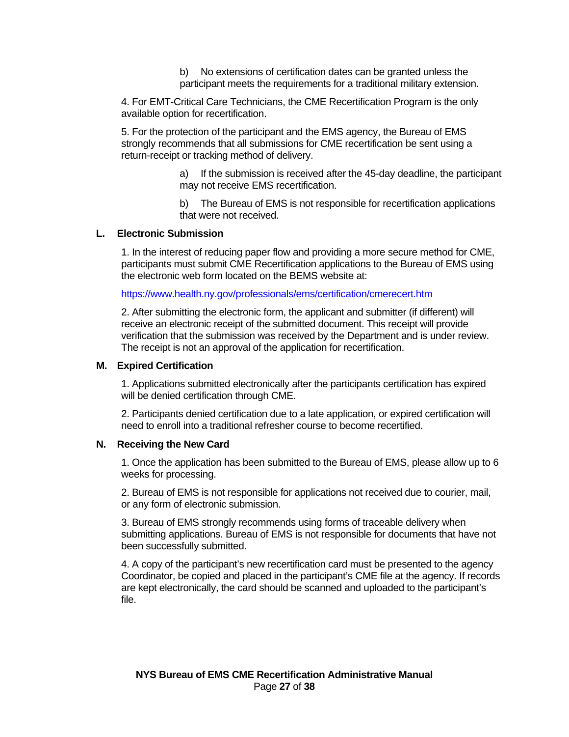b) No extensions of certification dates can be granted unless the participant meets the requirements for a traditional military extension.

4. For EMT-Critical Care Technicians, the CME Recertification Program is the only available option for recertification.

5. For the protection of the participant and the EMS agency, the Bureau of EMS strongly recommends that all submissions for CME recertification be sent using a return-receipt or tracking method of delivery.

a) If the submission is received after the 45-day deadline, the participant may not receive EMS recertification.

b) The Bureau of EMS is not responsible for recertification applications that were not received.

### L. Electronic Submission

1. In the interest of reducing paper flow and providing a more secure method for CME, participants must submit CME Recertification applications to the Bureau of EMS using the electronic web form located on the BEMS website at:

https://www.health.ny.gov/professionals/ems/certification/cmerecert.htm

2. After submitting the electronic form, the applicant and submitter (if different) will receive an electronic receipt of the submitted document. This receipt will provide verification that the submission was received by the Department and is under review. The receipt is not an approval of the application for recertification.

### M. Expired Certification

1. Applications submitted electronically after the participants certification has expired will be denied certification through CME.

2. Participants denied certification due to a late application, or expired certification will need to enroll into a traditional refresher course to become recertified.

### N. Receiving the New Card

1. Once the application has been submitted to the Bureau of EMS, please allow up to 6 weeks for processing.

2. Bureau of EMS is not responsible for applications not received due to courier, mail, or any form of electronic submission.

3. Bureau of EMS strongly recommends using forms of traceable delivery when submitting applications. Bureau of EMS is not responsible for documents that have not been successfully submitted.

4. A copy of the participant's new recertification card must be presented to the agency Coordinator, be copied and placed in the participant's CME file at the agency. If records are kept electronically, the card should be scanned and uploaded to the participant's file.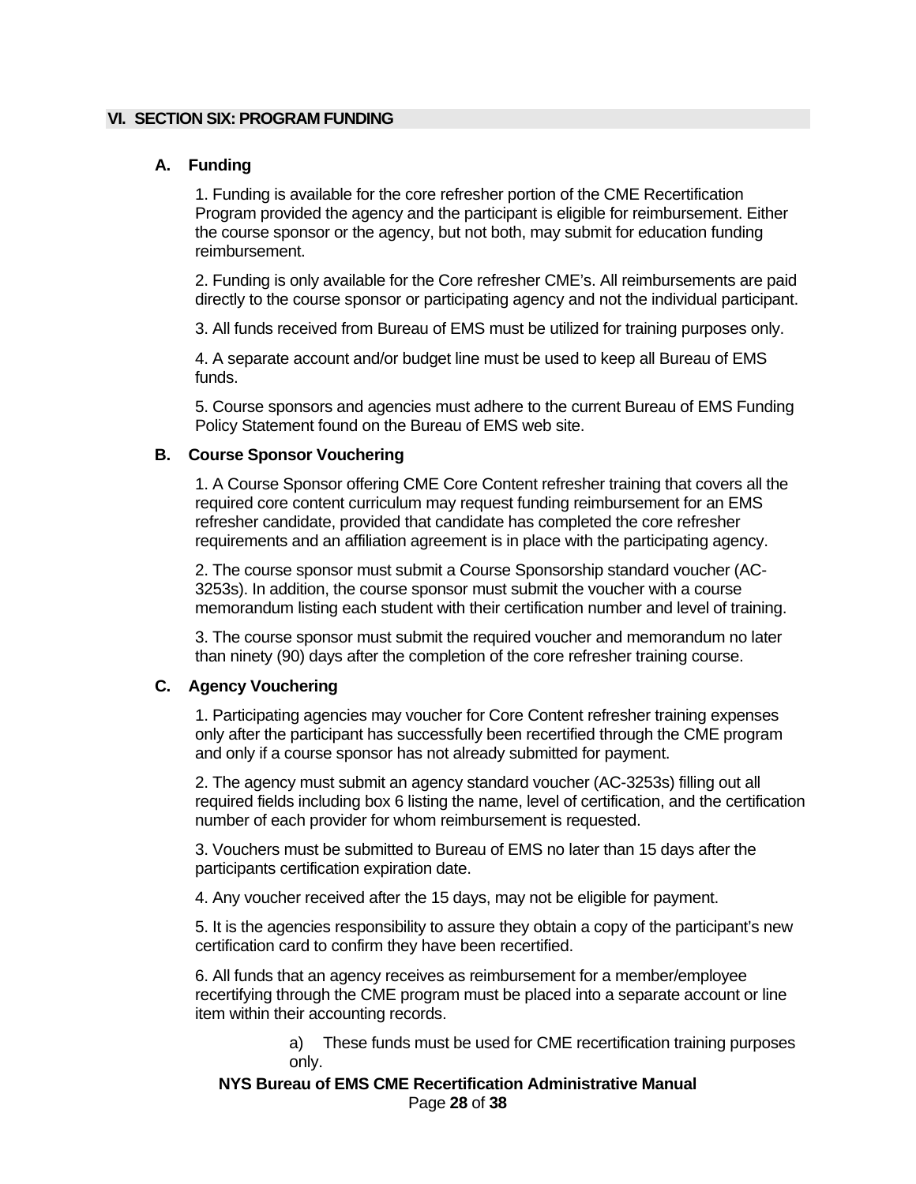## VI. SECTION SIX: PROGRAM FUNDING

### A. Funding

1. Funding is available for the core refresher portion of the CME Recertification Program provided the agency and the participant is eligible for reimbursement. Either the course sponsor or the agency, but not both, may submit for education funding reimbursement.

2. Funding is only available for the Core refresher CME's. All reimbursements are paid directly to the course sponsor or participating agency and not the individual participant.

3. All funds received from Bureau of EMS must be utilized for training purposes only.

4. A separate account and/or budget line must be used to keep all Bureau of EMS funds.

5. Course sponsors and agencies must adhere to the current Bureau of EMS Funding Policy Statement found on the Bureau of EMS web site.

### B. Course Sponsor Vouchering

1. A Course Sponsor offering CME Core Content refresher training that covers all the required core content curriculum may request funding reimbursement for an EMS refresher candidate, provided that candidate has completed the core refresher requirements and an affiliation agreement is in place with the participating agency.

2. The course sponsor must submit a Course Sponsorship standard voucher (AC-3253s). In addition, the course sponsor must submit the voucher with a course memorandum listing each student with their certification number and level of training.

3. The course sponsor must submit the required voucher and memorandum no later than ninety (90) days after the completion of the core refresher training course.

### C. Agency Vouchering

1. Participating agencies may voucher for Core Content refresher training expenses only after the participant has successfully been recertified through the CME program and only if a course sponsor has not already submitted for payment.

2. The agency must submit an agency standard voucher (AC-3253s) filling out all required fields including box 6 listing the name, level of certification, and the certification number of each provider for whom reimbursement is requested.

3. Vouchers must be submitted to Bureau of EMS no later than 15 days after the participants certification expiration date.

4. Any voucher received after the 15 days, may not be eligible for payment.

5. It is the agencies responsibility to assure they obtain a copy of the participant's new certification card to confirm they have been recertified.

6. All funds that an agency receives as reimbursement for a member/employee recertifying through the CME program must be placed into a separate account or line item within their accounting records.

   a) These funds must be used for CME recertification training purposes only.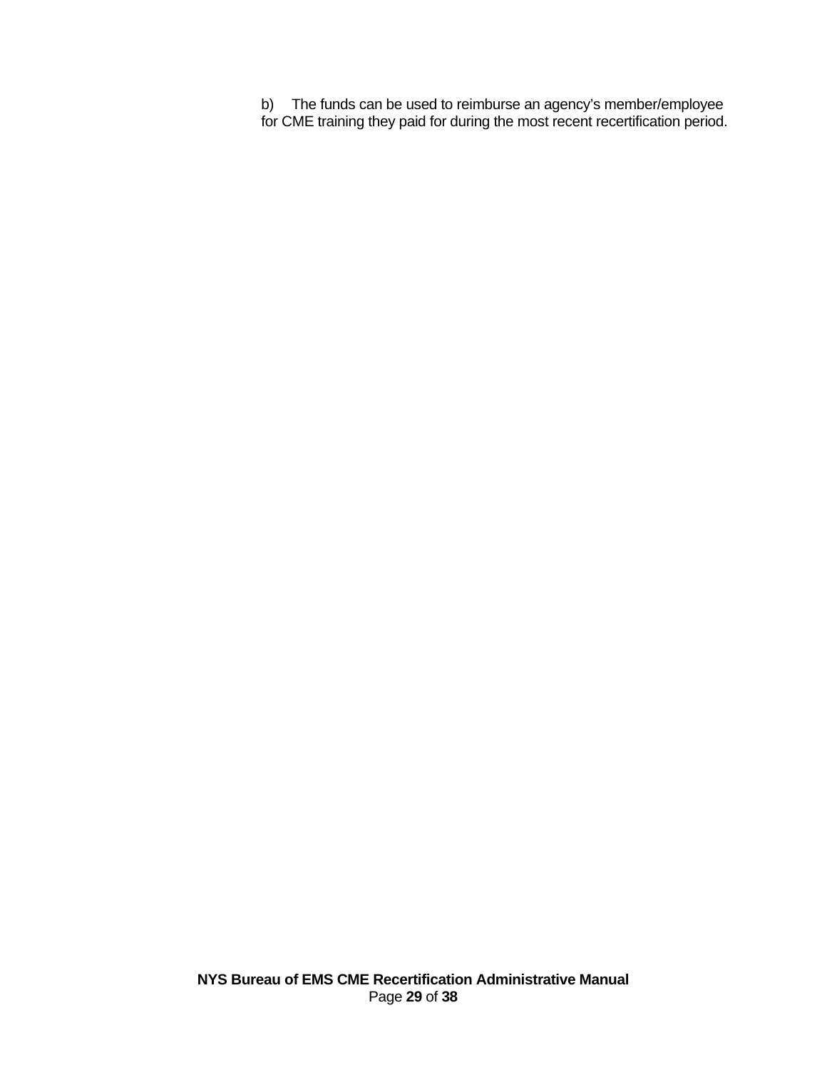b) The funds can be used to reimburse an agency's member/employee for CME training they paid for during the most recent recertification period.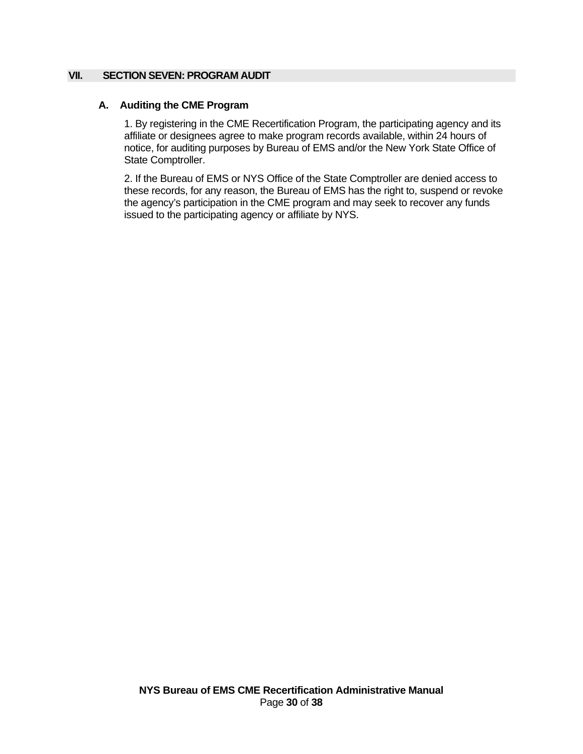## VII. SECTION SEVEN: PROGRAM AUDIT

### A. Auditing the CME Program

1. By registering in the CME Recertification Program, the participating agency and its affiliate or designees agree to make program records available, within 24 hours of notice, for auditing purposes by Bureau of EMS and/or the New York State Office of State Comptroller.

2. If the Bureau of EMS or NYS Office of the State Comptroller are denied access to these records, for any reason, the Bureau of EMS has the right to, suspend or revoke the agency's participation in the CME program and may seek to recover any funds issued to the participating agency or affiliate by NYS.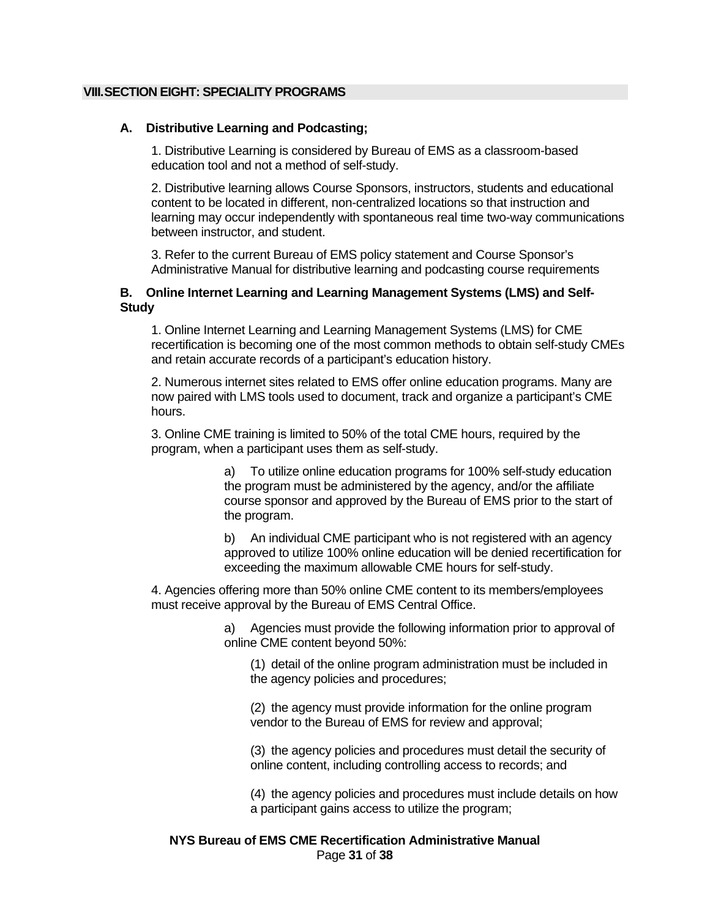## VIII. SECTION EIGHT: SPECIALITY PROGRAMS

### A. Distributive Learning and Podcasting;

1. Distributive Learning is considered by Bureau of EMS as a classroom-based education tool and not a method of self-study.

2. Distributive learning allows Course Sponsors, instructors, students and educational content to be located in different, non-centralized locations so that instruction and learning may occur independently with spontaneous real time two-way communications between instructor, and student.

3. Refer to the current Bureau of EMS policy statement and Course Sponsor's Administrative Manual for distributive learning and podcasting course requirements

### B. Online Internet Learning and Learning Management Systems (LMS) and Self-Study

1. Online Internet Learning and Learning Management Systems (LMS) for CME recertification is becoming one of the most common methods to obtain self-study CMEs and retain accurate records of a participant's education history.

2. Numerous internet sites related to EMS offer online education programs. Many are now paired with LMS tools used to document, track and organize a participant's CME hours.

3. Online CME training is limited to 50% of the total CME hours, required by the program, when a participant uses them as self-study.

   a) To utilize online education programs for 100% self-study education the program must be administered by the agency, and/or the affiliate course sponsor and approved by the Bureau of EMS prior to the start of the program.

   b) An individual CME participant who is not registered with an agency approved to utilize 100% online education will be denied recertification for exceeding the maximum allowable CME hours for self-study.

4. Agencies offering more than 50% online CME content to its members/employees must receive approval by the Bureau of EMS Central Office.

   a) Agencies must provide the following information prior to approval of online CME content beyond 50%:

      (1) detail of the online program administration must be included in the agency policies and procedures;

      (2) the agency must provide information for the online program vendor to the Bureau of EMS for review and approval;

      (3) the agency policies and procedures must detail the security of online content, including controlling access to records; and

      (4) the agency policies and procedures must include details on how a participant gains access to utilize the program;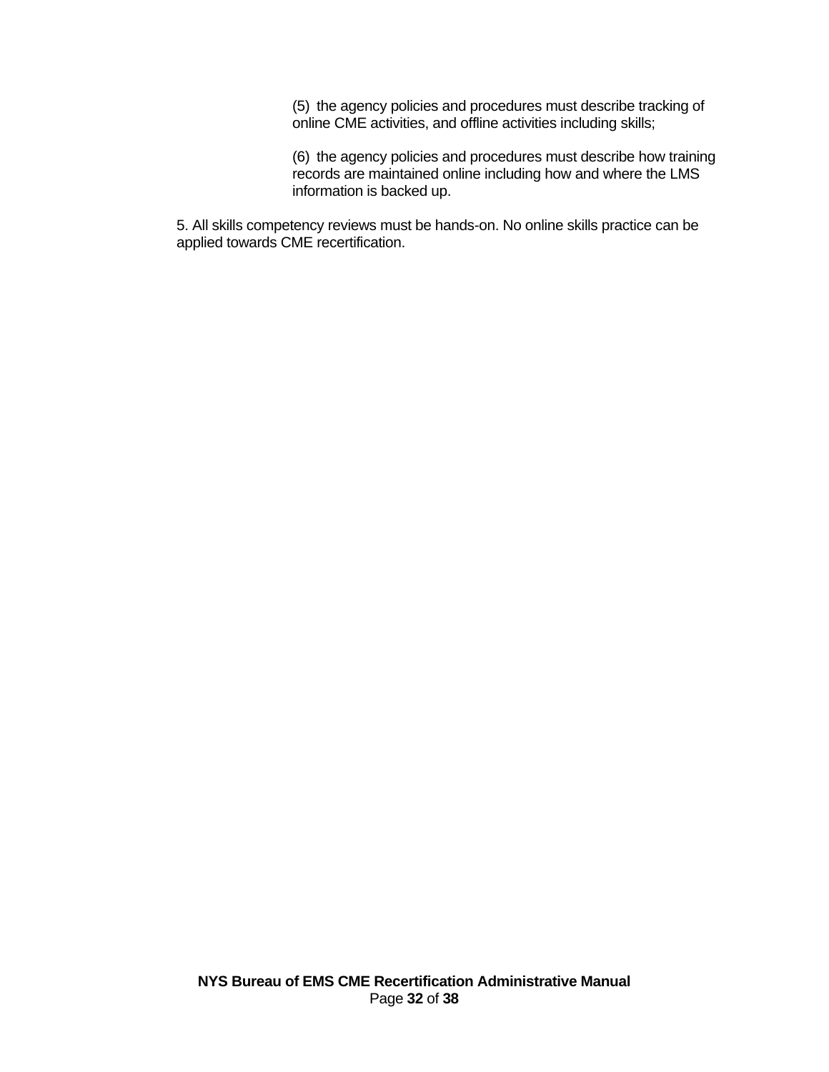(5) the agency policies and procedures must describe tracking of online CME activities, and offline activities including skills;

(6) the agency policies and procedures must describe how training records are maintained online including how and where the LMS information is backed up.

5. All skills competency reviews must be hands-on. No online skills practice can be applied towards CME recertification.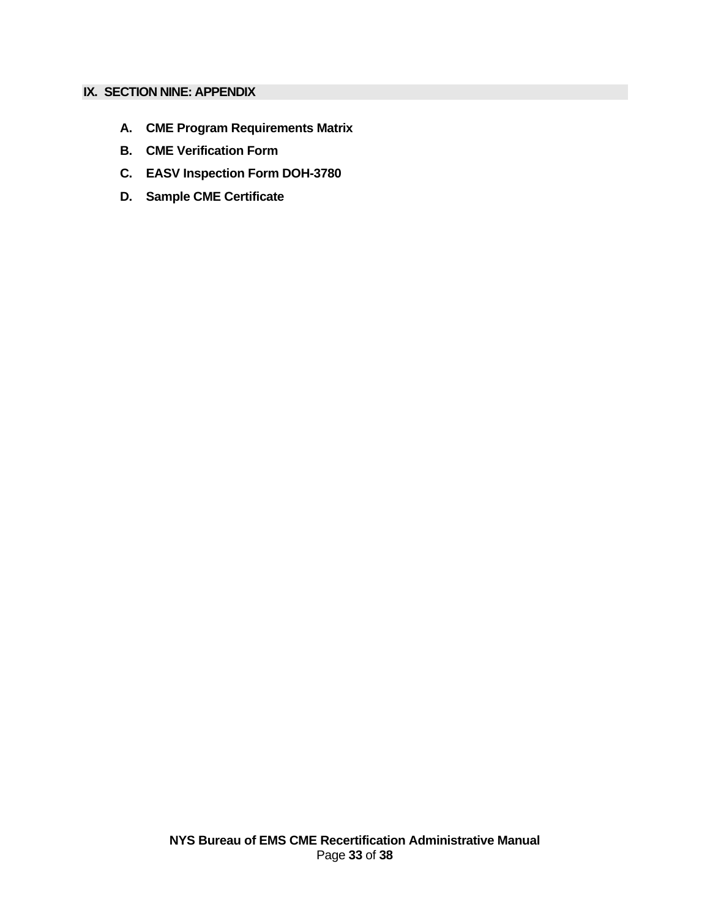## IX. SECTION NINE: APPENDIX

**A. CME Program Requirements Matrix**

**B. CME Verification Form**

**C. EASV Inspection Form DOH-3780**

**D. Sample CME Certificate**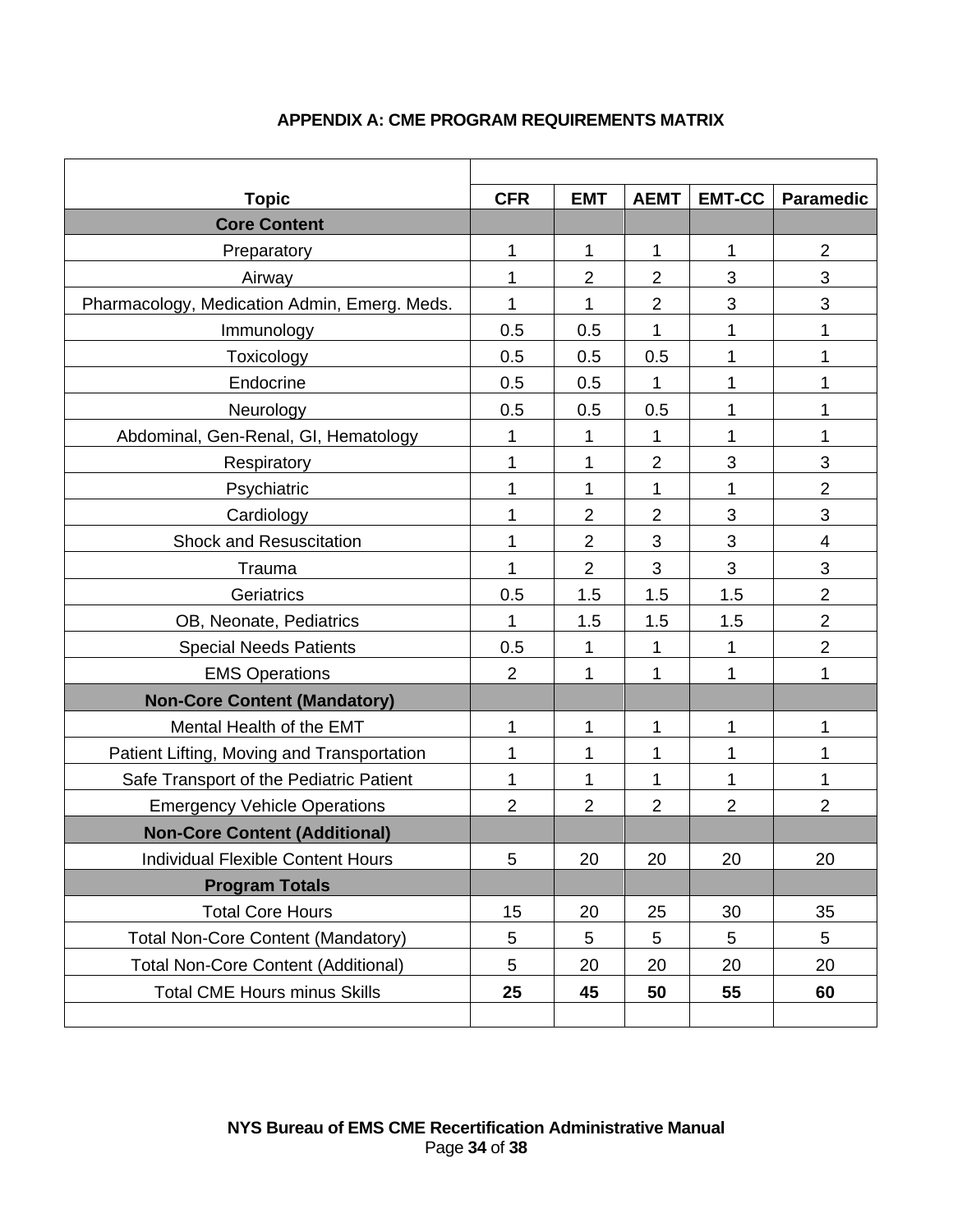## APPENDIX A: CME PROGRAM REQUIREMENTS MATRIX

| Topic | CFR | EMT | AEMT | EMT-CC | Paramedic |
|---|---|---|---|---|---|
| **Core Content** | | | | | |
| Preparatory | 1 | 1 | 1 | 1 | 2 |
| Airway | 1 | 2 | 2 | 3 | 3 |
| Pharmacology, Medication Admin, Emerg. Meds. | 1 | 1 | 2 | 3 | 3 |
| Immunology | 0.5 | 0.5 | 1 | 1 | 1 |
| Toxicology | 0.5 | 0.5 | 0.5 | 1 | 1 |
| Endocrine | 0.5 | 0.5 | 1 | 1 | 1 |
| Neurology | 0.5 | 0.5 | 0.5 | 1 | 1 |
| Abdominal, Gen-Renal, GI, Hematology | 1 | 1 | 1 | 1 | 1 |
| Respiratory | 1 | 1 | 2 | 3 | 3 |
| Psychiatric | 1 | 1 | 1 | 1 | 2 |
| Cardiology | 1 | 2 | 2 | 3 | 3 |
| Shock and Resuscitation | 1 | 2 | 3 | 3 | 4 |
| Trauma | 1 | 2 | 3 | 3 | 3 |
| Geriatrics | 0.5 | 1.5 | 1.5 | 1.5 | 2 |
| OB, Neonate, Pediatrics | 1 | 1.5 | 1.5 | 1.5 | 2 |
| Special Needs Patients | 0.5 | 1 | 1 | 1 | 2 |
| EMS Operations | 2 | 1 | 1 | 1 | 1 |
| **Non-Core Content (Mandatory)** | | | | | |
| Mental Health of the EMT | 1 | 1 | 1 | 1 | 1 |
| Patient Lifting, Moving and Transportation | 1 | 1 | 1 | 1 | 1 |
| Safe Transport of the Pediatric Patient | 1 | 1 | 1 | 1 | 1 |
| Emergency Vehicle Operations | 2 | 2 | 2 | 2 | 2 |
| **Non-Core Content (Additional)** | | | | | |
| Individual Flexible Content Hours | 5 | 20 | 20 | 20 | 20 |
| **Program Totals** | | | | | |
| Total Core Hours | 15 | 20 | 25 | 30 | 35 |
| Total Non-Core Content (Mandatory) | 5 | 5 | 5 | 5 | 5 |
| Total Non-Core Content (Additional) | 5 | 20 | 20 | 20 | 20 |
| Total CME Hours minus Skills | **25** | **45** | **50** | **55** | **60** |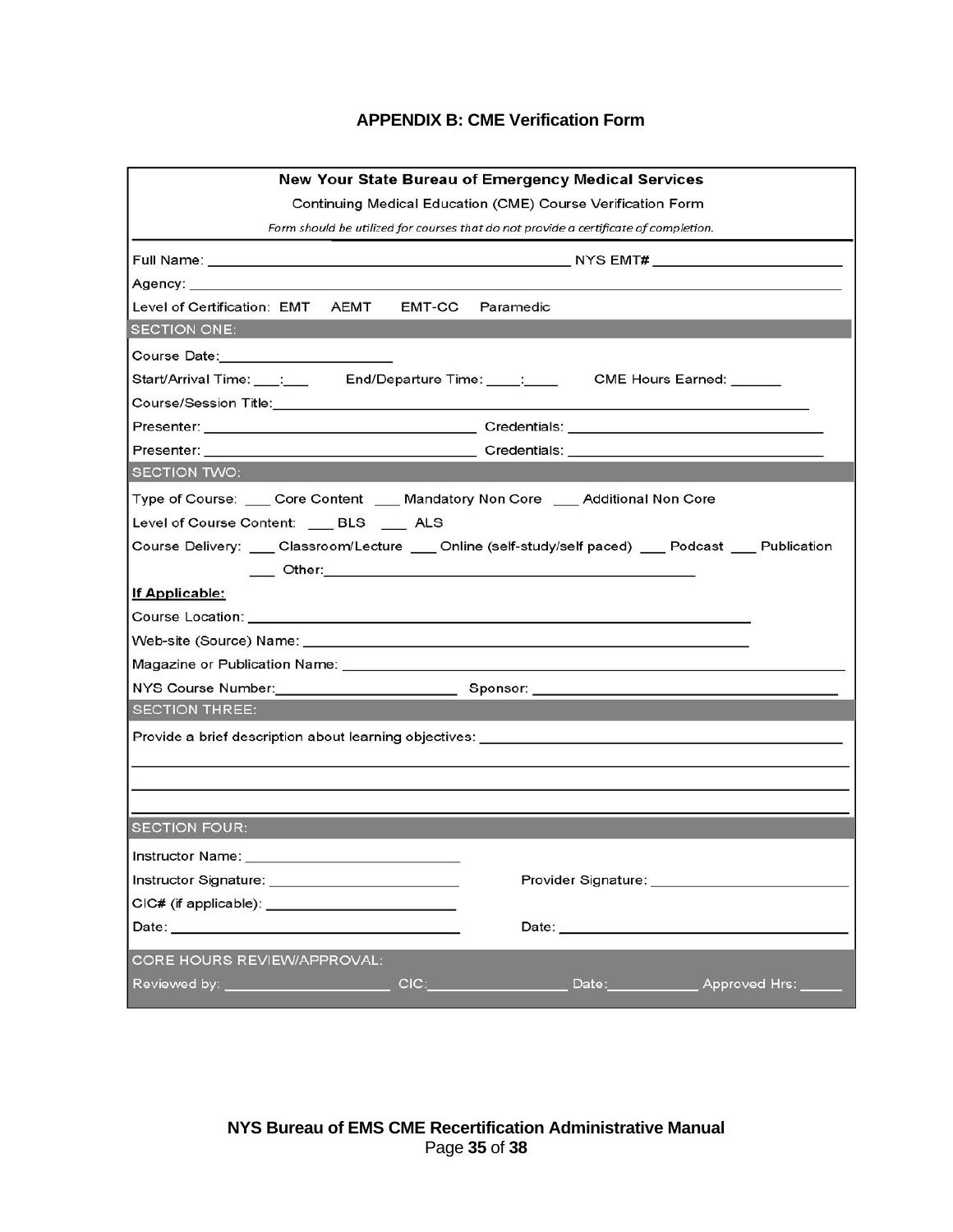## APPENDIX B: CME Verification Form

**New Your State Bureau of Emergency Medical Services**

Continuing Medical Education (CME) Course Verification Form

*Form should be utilized for courses that do not provide a certificate of completion.*

Full Name: ______________________________ NYS EMT# ________________

Agency: ______________________________

Level of Certification: EMT AEMT EMT-CC Paramedic

**SECTION ONE:**

Course Date: ________________

Start/Arrival Time: ___:___ End/Departure Time: ____:____ CME Hours Earned: ______

Course/Session Title: ______________________________

Presenter: ______________________ Credentials: ______________________

Presenter: ______________________ Credentials: ______________________

**SECTION TWO:**

Type of Course: ___ Core Content ___ Mandatory Non Core ___ Additional Non Core

Level of Course Content: ___ BLS ___ ALS

Course Delivery: ___ Classroom/Lecture ___ Online (self-study/self paced) ___ Podcast ___ Publication ___ Other: ______________________

**If Applicable:**

Course Location: ______________________________

Web-site (Source) Name: ______________________________

Magazine or Publication Name: ______________________________

NYS Course Number: ________________ Sponsor: ______________________

**SECTION THREE:**

Provide a brief description about learning objectives: ______________________________

______________________________

______________________________

______________________________

**SECTION FOUR:**

Instructor Name: ______________________

Instructor Signature: ______________________ Provider Signature: ______________________

CIC# (if applicable): ______________________

Date: ______________________ Date: ______________________

**CORE HOURS REVIEW/APPROVAL:**

Reviewed by: ________________ CIC: ______________ Date: __________ Approved Hrs: _____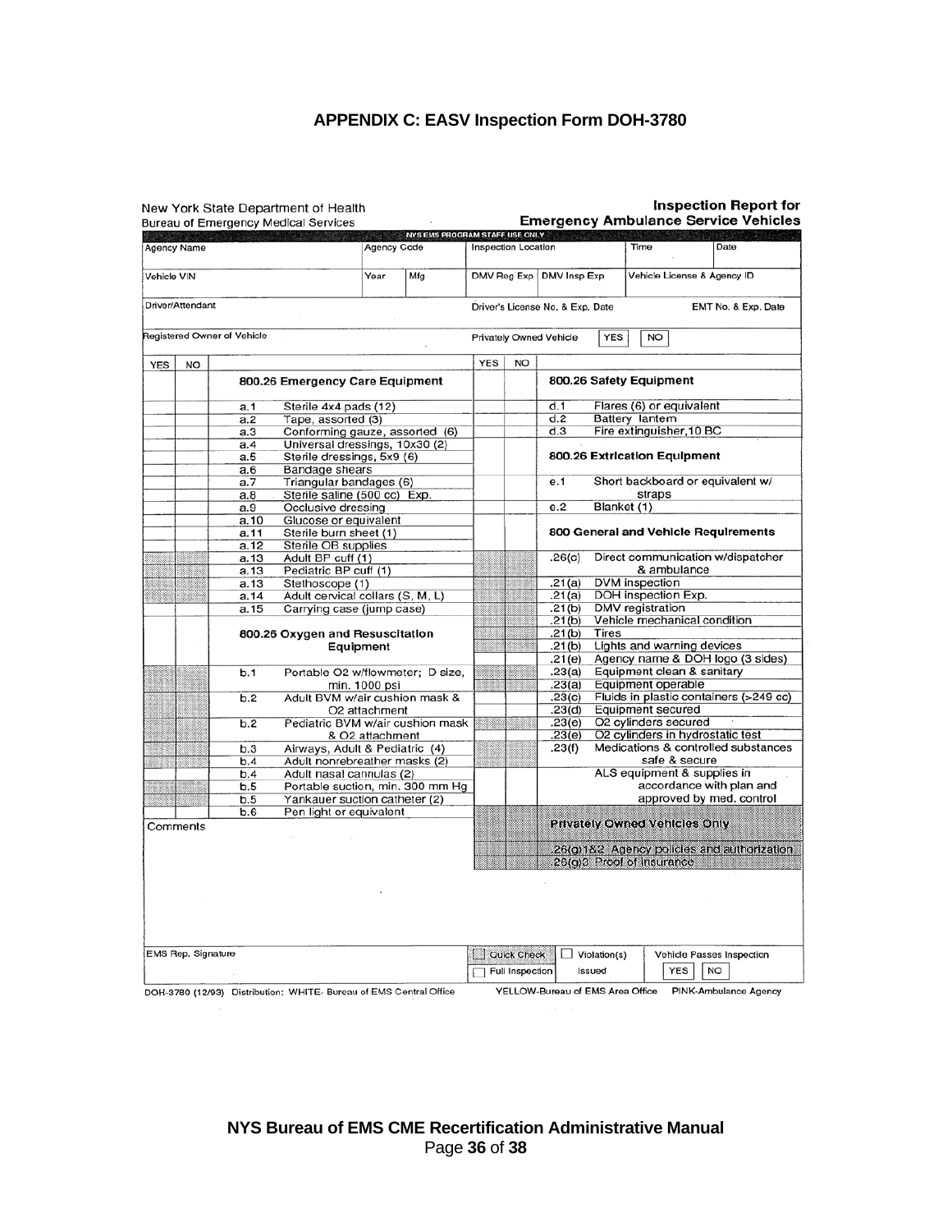# APPENDIX C: EASV Inspection Form DOH-3780

New York State Department of Health
Bureau of Emergency Medical Services

**Inspection Report for Emergency Ambulance Service Vehicles**

NYS EMS PROGRAM STAFF USE ONLY

| Agency Name | Agency Code | | Inspection Location | | Time | Date |
|---|---|---|---|---|---|---|
| Vehicle VIN | Year | Mfg | DMV Reg Exp | DMV Insp Exp | Vehicle License & Agency ID | |
| Driver/Attendant | | | Driver's License No. & Exp. Date | | EMT No. & Exp. Date | |
| Registered Owner of Vehicle | | | Privately Owned Vehicle YES NO | | | |

| YES | NO | | | YES | NO | | |
|---|---|---|---|---|---|---|---|
| | | **800.26 Emergency Care Equipment** | | | | **800.26 Safety Equipment** | |
| | | a.1 | Sterile 4x4 pads (12) | | | d.1 | Flares (6) or equivalent |
| | | a.2 | Tape, assorted (3) | | | d.2 | Battery lantern |
| | | a.3 | Conforming gauze, assorted (6) | | | d.3 | Fire extinguisher,10 BC |
| | | a.4 | Universal dressings, 10x30 (2) | | | | |
| | | a.5 | Sterile dressings, 5x9 (6) | | | **800.26 Extrication Equipment** | |
| | | a.6 | Bandage shears | | | | |
| | | a.7 | Triangular bandages (6) | | | e.1 | Short backboard or equivalent w/ straps |
| | | a.8 | Sterile saline (500 cc) Exp. | | | | |
| | | a.9 | Occlusive dressing | | | e.2 | Blanket (1) |
| | | a.10 | Glucose or equivalent | | | | |
| | | a.11 | Sterile burn sheet (1) | | | **800 General and Vehicle Requirements** | |
| | | a.12 | Sterile OB supplies | | | | |
| | | a.13 | Adult BP cuff (1) | | | .26(c) | Direct communication w/dispatcher & ambulance |
| | | a.13 | Pediatric BP cuff (1) | | | | |
| | | a.13 | Stethoscope (1) | | | .21(a) | DVM inspection |
| | | a.14 | Adult cervical collars (S, M, L) | | | .21(a) | DOH inspection Exp. |
| | | a.15 | Carrying case (jump case) | | | .21(b) | DMV registration |
| | | | | | | .21(b) | Vehicle mechanical condition |
| | | **800.26 Oxygen and Resuscitation Equipment** | | | | .21(b) | Tires |
| | | | | | | .21(b) | Lights and warning devices |
| | | | | | | .21(e) | Agency name & DOH logo (3 sides) |
| | | b.1 | Portable O2 w/flowmeter; D size, min. 1000 psi | | | .23(a) | Equipment clean & sanitary |
| | | | | | | .23(a) | Equipment operable |
| | | b.2 | Adult BVM w/air cushion mask & O2 attachment | | | .23(c) | Fluids in plastic containers (>249 cc) |
| | | | | | | .23(d) | Equipment secured |
| | | b.2 | Pediatric BVM w/air cushion mask & O2 attachment | | | .23(e) | O2 cylinders secured |
| | | | | | | .23(e) | O2 cylinders in hydrostatic test |
| | | b.3 | Airways, Adult & Pediatric (4) | | | .23(f) | Medications & controlled substances safe & secure |
| | | b.4 | Adult nonrebreather masks (2) | | | | |
| | | b.4 | Adult nasal cannulas (2) | | | | ALS equipment & supplies in accordance with plan and approved by med. control |
| | | b.5 | Portable suction, min. 300 mm Hg | | | | |
| | | b.5 | Yankauer suction catheter (2) | | | | |
| | | b.6 | Pen light or equivalent | | | **Privately Owned Vehicles Only** | |
| Comments | | | | | | 26(g)1&2 | Agency policies and authorization |
| | | | | | | 26(g)3 | Proof of insurance |

| EMS Rep. Signature | ☐ Quick Check ☐ Full Inspection | ☐ Violation(s) Issued | Vehicle Passes Inspection YES NO |
|---|---|---|---|

DOH-3780 (12/93) Distribution: WHITE- Bureau of EMS Central Office YELLOW-Bureau of EMS Area Office PINK-Ambulance Agency

**NYS Bureau of EMS CME Recertification Administrative Manual**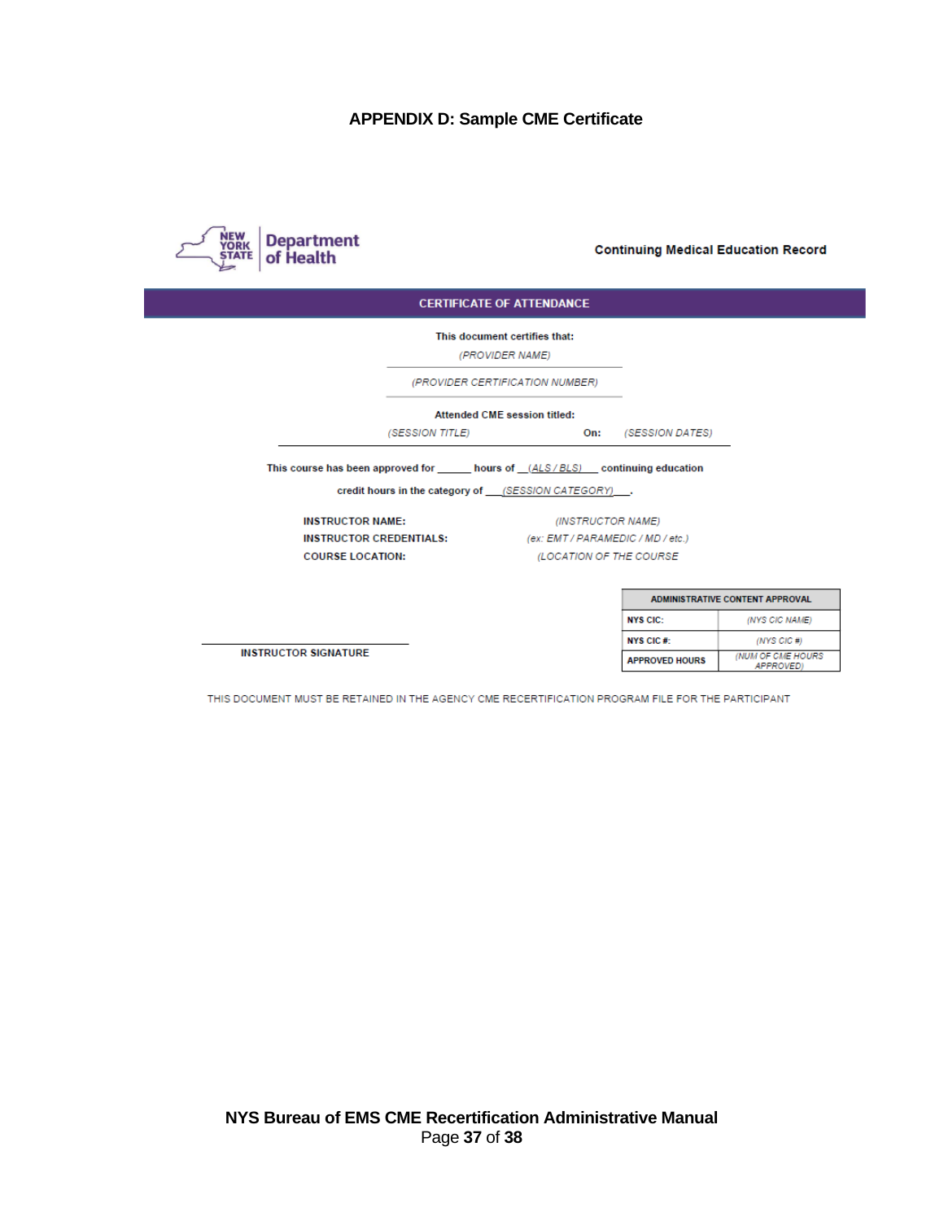# APPENDIX D: Sample CME Certificate

NEW YORK STATE | Department of Health

**Continuing Medical Education Record**

**CERTIFICATE OF ATTENDANCE**

**This document certifies that:**

*(PROVIDER NAME)*

*(PROVIDER CERTIFICATION NUMBER)*

**Attended CME session titled:**

*(SESSION TITLE)* **On:** *(SESSION DATES)*

**This course has been approved for ______ hours of \_\_(ALS / BLS)\_\_\_ continuing education credit hours in the category of \_\_\_(SESSION CATEGORY)\_\_\_.**

**INSTRUCTOR NAME:** *(INSTRUCTOR NAME)*

**INSTRUCTOR CREDENTIALS:** *(ex: EMT / PARAMEDIC / MD / etc.)*

**COURSE LOCATION:** *(LOCATION OF THE COURSE*

| ADMINISTRATIVE CONTENT APPROVAL | |
|---|---|
| NYS CIC: | *(NYS CIC NAME)* |
| NYS CIC #: | *(NYS CIC #)* |
| APPROVED HOURS | *(NUM OF CME HOURS APPROVED)* |

______________________

**INSTRUCTOR SIGNATURE**

THIS DOCUMENT MUST BE RETAINED IN THE AGENCY CME RECERTIFICATION PROGRAM FILE FOR THE PARTICIPANT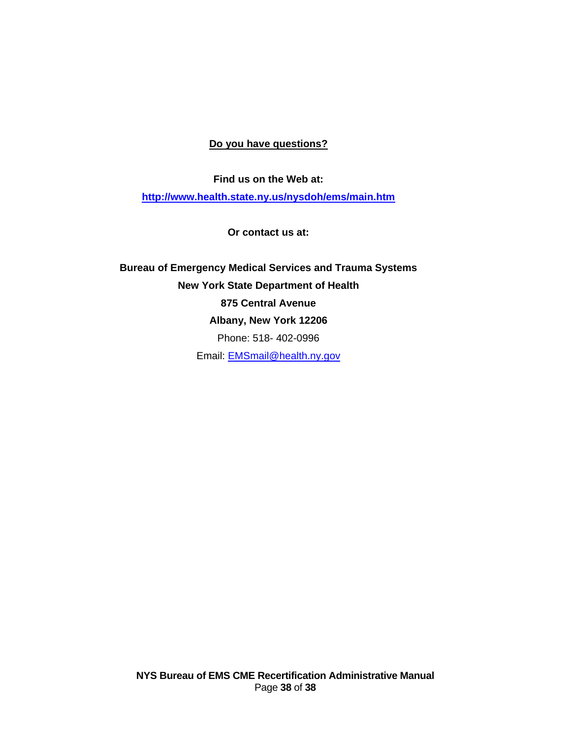**Do you have questions?**

**Find us on the Web at:**

**http://www.health.state.ny.us/nysdoh/ems/main.htm**

**Or contact us at:**

**Bureau of Emergency Medical Services and Trauma Systems**
**New York State Department of Health**
**875 Central Avenue**
**Albany, New York 12206**
Phone: 518- 402-0996
Email: EMSmail@health.ny.gov